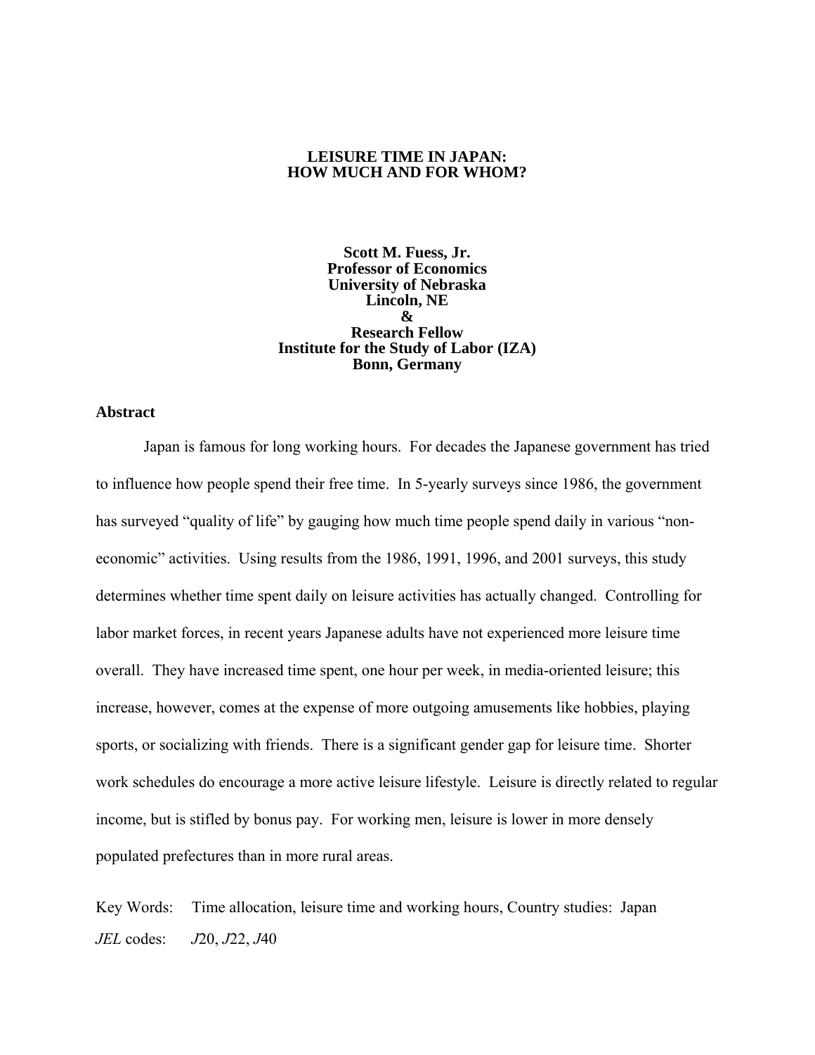# LEISURE TIME IN JAPAN:
# HOW MUCH AND FOR WHOM?

**Scott M. Fuess, Jr.**
**Professor of Economics**
**University of Nebraska**
**Lincoln, NE**
**&**
**Research Fellow**
**Institute for the Study of Labor (IZA)**
**Bonn, Germany**

## Abstract

Japan is famous for long working hours. For decades the Japanese government has tried to influence how people spend their free time. In 5-yearly surveys since 1986, the government has surveyed "quality of life" by gauging how much time people spend daily in various "non-economic" activities. Using results from the 1986, 1991, 1996, and 2001 surveys, this study determines whether time spent daily on leisure activities has actually changed. Controlling for labor market forces, in recent years Japanese adults have not experienced more leisure time overall. They have increased time spent, one hour per week, in media-oriented leisure; this increase, however, comes at the expense of more outgoing amusements like hobbies, playing sports, or socializing with friends. There is a significant gender gap for leisure time. Shorter work schedules do encourage a more active leisure lifestyle. Leisure is directly related to regular income, but is stifled by bonus pay. For working men, leisure is lower in more densely populated prefectures than in more rural areas.

Key Words: Time allocation, leisure time and working hours, Country studies: Japan

*JEL* codes: *J*20, *J*22, *J*40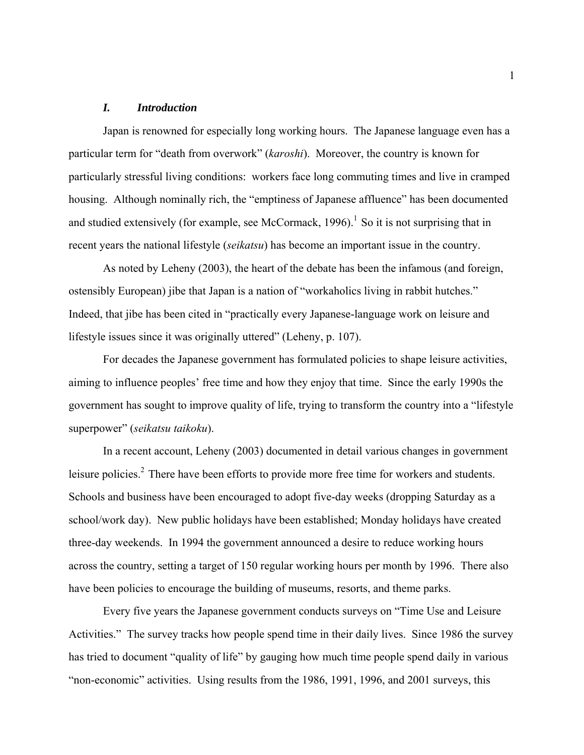## *I. Introduction*

Japan is renowned for especially long working hours. The Japanese language even has a particular term for "death from overwork" (*karoshi*). Moreover, the country is known for particularly stressful living conditions: workers face long commuting times and live in cramped housing. Although nominally rich, the "emptiness of Japanese affluence" has been documented and studied extensively (for example, see McCormack, 1996).[1] So it is not surprising that in recent years the national lifestyle (*seikatsu*) has become an important issue in the country.

As noted by Leheny (2003), the heart of the debate has been the infamous (and foreign, ostensibly European) jibe that Japan is a nation of "workaholics living in rabbit hutches." Indeed, that jibe has been cited in "practically every Japanese-language work on leisure and lifestyle issues since it was originally uttered" (Leheny, p. 107).

For decades the Japanese government has formulated policies to shape leisure activities, aiming to influence peoples' free time and how they enjoy that time. Since the early 1990s the government has sought to improve quality of life, trying to transform the country into a "lifestyle superpower" (*seikatsu taikoku*).

In a recent account, Leheny (2003) documented in detail various changes in government leisure policies.[2] There have been efforts to provide more free time for workers and students. Schools and business have been encouraged to adopt five-day weeks (dropping Saturday as a school/work day). New public holidays have been established; Monday holidays have created three-day weekends. In 1994 the government announced a desire to reduce working hours across the country, setting a target of 150 regular working hours per month by 1996. There also have been policies to encourage the building of museums, resorts, and theme parks.

Every five years the Japanese government conducts surveys on "Time Use and Leisure Activities." The survey tracks how people spend time in their daily lives. Since 1986 the survey has tried to document "quality of life" by gauging how much time people spend daily in various "non-economic" activities. Using results from the 1986, 1991, 1996, and 2001 surveys, this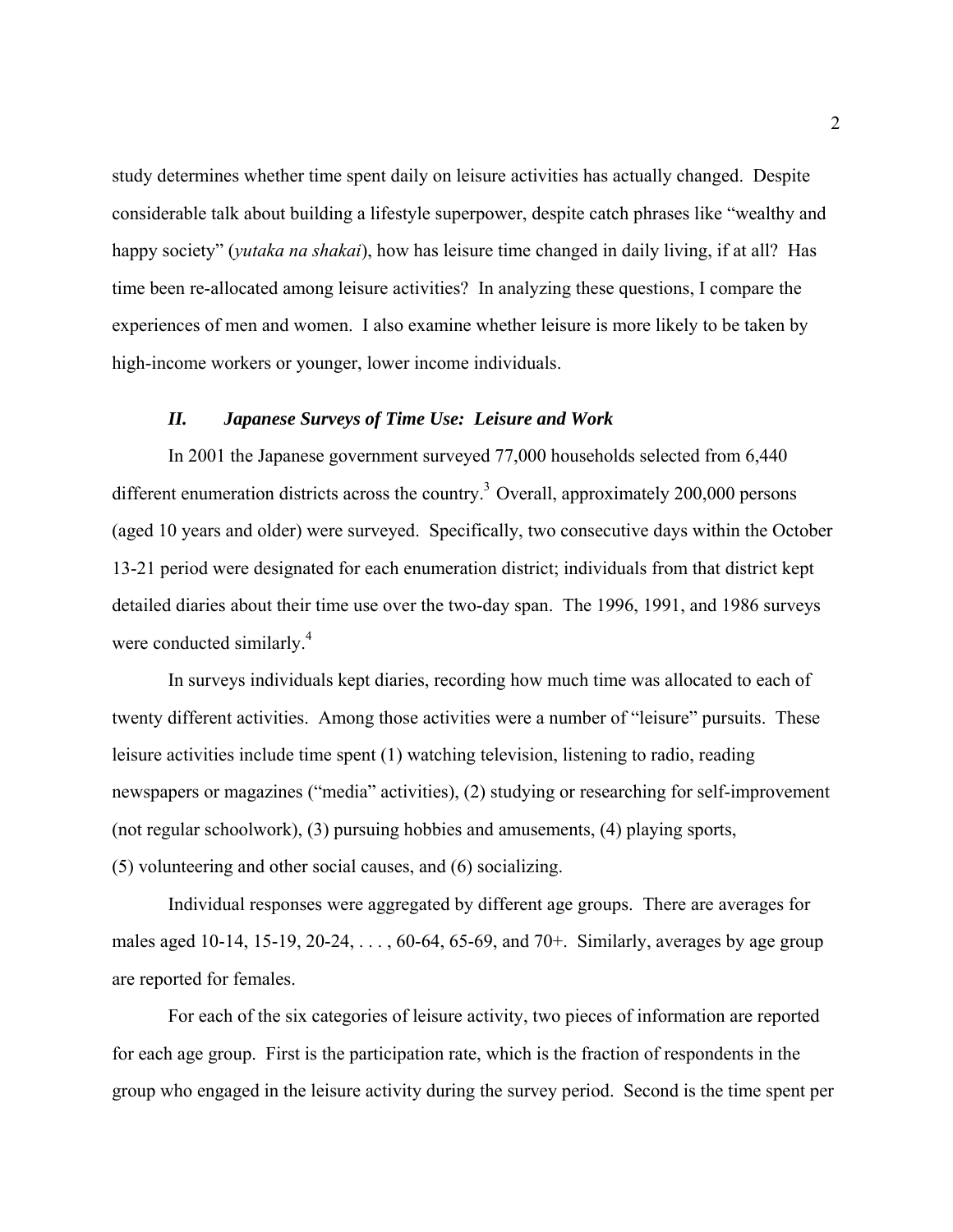study determines whether time spent daily on leisure activities has actually changed. Despite considerable talk about building a lifestyle superpower, despite catch phrases like "wealthy and happy society" (*yutaka na shakai*), how has leisure time changed in daily living, if at all? Has time been re-allocated among leisure activities? In analyzing these questions, I compare the experiences of men and women. I also examine whether leisure is more likely to be taken by high-income workers or younger, lower income individuals.

## *II. Japanese Surveys of Time Use: Leisure and Work*

In 2001 the Japanese government surveyed 77,000 households selected from 6,440 different enumeration districts across the country.[3] Overall, approximately 200,000 persons (aged 10 years and older) were surveyed. Specifically, two consecutive days within the October 13-21 period were designated for each enumeration district; individuals from that district kept detailed diaries about their time use over the two-day span. The 1996, 1991, and 1986 surveys were conducted similarly.[4]

In surveys individuals kept diaries, recording how much time was allocated to each of twenty different activities. Among those activities were a number of "leisure" pursuits. These leisure activities include time spent (1) watching television, listening to radio, reading newspapers or magazines ("media" activities), (2) studying or researching for self-improvement (not regular schoolwork), (3) pursuing hobbies and amusements, (4) playing sports, (5) volunteering and other social causes, and (6) socializing.

Individual responses were aggregated by different age groups. There are averages for males aged 10-14, 15-19, 20-24, . . . , 60-64, 65-69, and 70+. Similarly, averages by age group are reported for females.

For each of the six categories of leisure activity, two pieces of information are reported for each age group. First is the participation rate, which is the fraction of respondents in the group who engaged in the leisure activity during the survey period. Second is the time spent per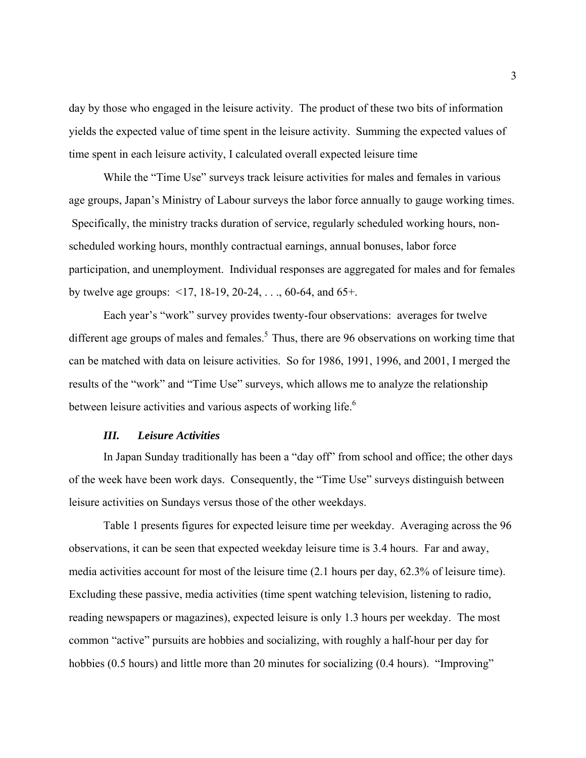day by those who engaged in the leisure activity. The product of these two bits of information yields the expected value of time spent in the leisure activity. Summing the expected values of time spent in each leisure activity, I calculated overall expected leisure time

While the "Time Use" surveys track leisure activities for males and females in various age groups, Japan's Ministry of Labour surveys the labor force annually to gauge working times. Specifically, the ministry tracks duration of service, regularly scheduled working hours, non-scheduled working hours, monthly contractual earnings, annual bonuses, labor force participation, and unemployment. Individual responses are aggregated for males and for females by twelve age groups: <17, 18-19, 20-24, . . ., 60-64, and 65+.

Each year's "work" survey provides twenty-four observations: averages for twelve different age groups of males and females.[5] Thus, there are 96 observations on working time that can be matched with data on leisure activities. So for 1986, 1991, 1996, and 2001, I merged the results of the "work" and "Time Use" surveys, which allows me to analyze the relationship between leisure activities and various aspects of working life.[6]

### *III. Leisure Activities*

In Japan Sunday traditionally has been a "day off" from school and office; the other days of the week have been work days. Consequently, the "Time Use" surveys distinguish between leisure activities on Sundays versus those of the other weekdays.

Table 1 presents figures for expected leisure time per weekday. Averaging across the 96 observations, it can be seen that expected weekday leisure time is 3.4 hours. Far and away, media activities account for most of the leisure time (2.1 hours per day, 62.3% of leisure time). Excluding these passive, media activities (time spent watching television, listening to radio, reading newspapers or magazines), expected leisure is only 1.3 hours per weekday. The most common "active" pursuits are hobbies and socializing, with roughly a half-hour per day for hobbies (0.5 hours) and little more than 20 minutes for socializing (0.4 hours). "Improving"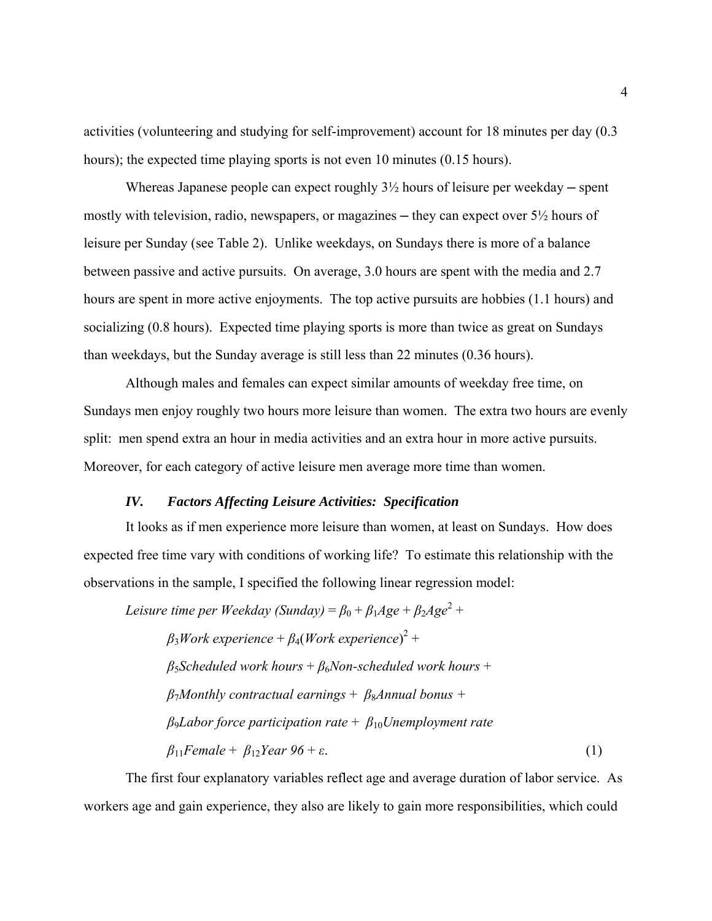activities (volunteering and studying for self-improvement) account for 18 minutes per day (0.3 hours); the expected time playing sports is not even 10 minutes (0.15 hours).

Whereas Japanese people can expect roughly 3½ hours of leisure per weekday ─ spent mostly with television, radio, newspapers, or magazines ─ they can expect over 5½ hours of leisure per Sunday (see Table 2). Unlike weekdays, on Sundays there is more of a balance between passive and active pursuits. On average, 3.0 hours are spent with the media and 2.7 hours are spent in more active enjoyments. The top active pursuits are hobbies (1.1 hours) and socializing (0.8 hours). Expected time playing sports is more than twice as great on Sundays than weekdays, but the Sunday average is still less than 22 minutes (0.36 hours).

Although males and females can expect similar amounts of weekday free time, on Sundays men enjoy roughly two hours more leisure than women. The extra two hours are evenly split: men spend extra an hour in media activities and an extra hour in more active pursuits. Moreover, for each category of active leisure men average more time than women.

### *IV. Factors Affecting Leisure Activities: Specification*

It looks as if men experience more leisure than women, at least on Sundays. How does expected free time vary with conditions of working life? To estimate this relationship with the observations in the sample, I specified the following linear regression model:

$$
\begin{aligned}
&\textit{Leisure time per Weekday (Sunday)} = \beta_0 + \beta_1 \textit{Age} + \beta_2 \textit{Age}^2 + \\
&\quad \beta_3 \textit{Work experience} + \beta_4 (\textit{Work experience})^2 + \\
&\quad \beta_5 \textit{Scheduled work hours} + \beta_6 \textit{Non-scheduled work hours} + \\
&\quad \beta_7 \textit{Monthly contractual earnings} + \beta_8 \textit{Annual bonus} + \\
&\quad \beta_9 \textit{Labor force participation rate} + \beta_{10} \textit{Unemployment rate} \\
&\quad \beta_{11} \textit{Female} + \beta_{12} \textit{Year 96} + \varepsilon. \qquad (1)
\end{aligned}
$$

The first four explanatory variables reflect age and average duration of labor service. As workers age and gain experience, they also are likely to gain more responsibilities, which could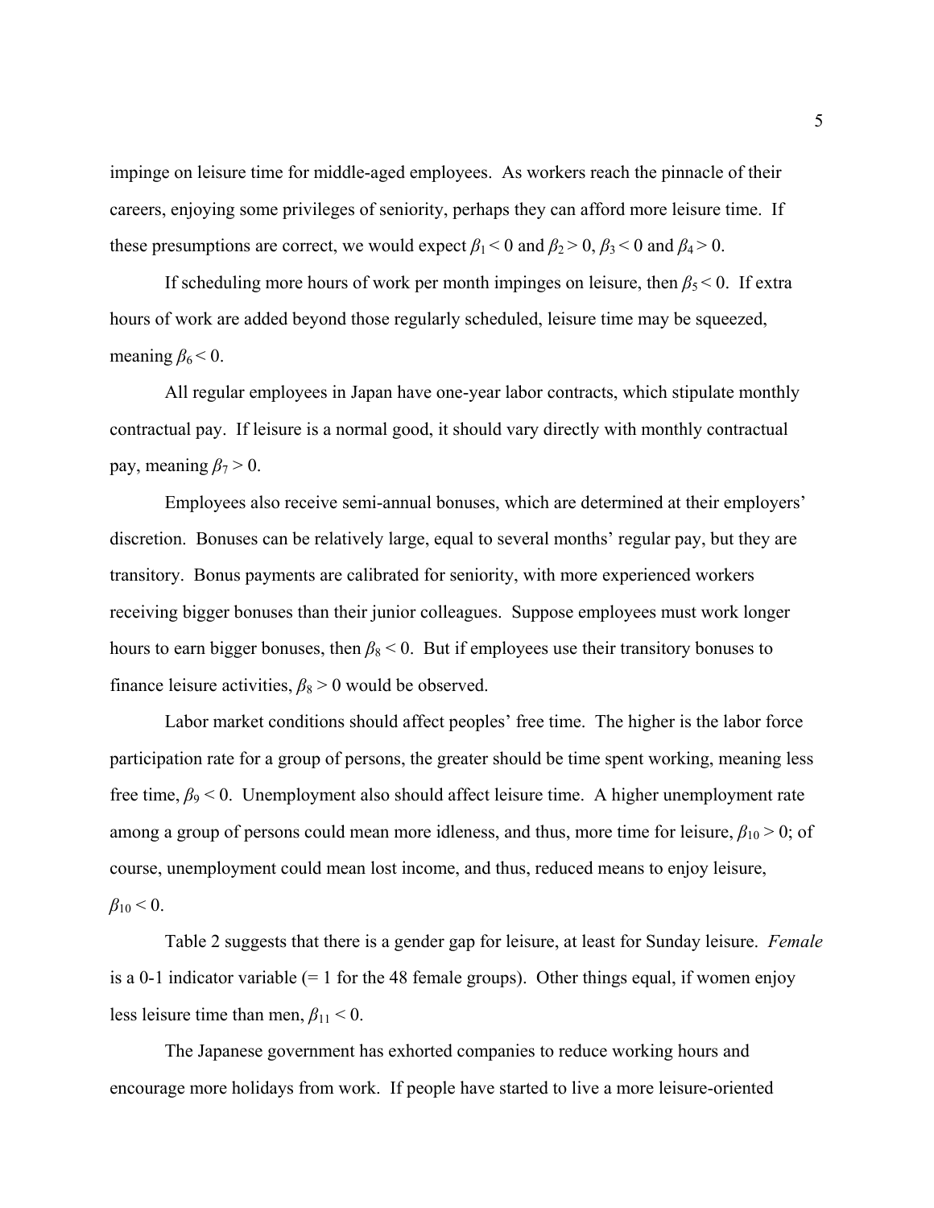impinge on leisure time for middle-aged employees. As workers reach the pinnacle of their careers, enjoying some privileges of seniority, perhaps they can afford more leisure time. If these presumptions are correct, we would expect $\beta_1 < 0$ and $\beta_2 > 0$, $\beta_3 < 0$ and $\beta_4 > 0$.

If scheduling more hours of work per month impinges on leisure, then $\beta_5 < 0$. If extra hours of work are added beyond those regularly scheduled, leisure time may be squeezed, meaning $\beta_6 < 0$.

All regular employees in Japan have one-year labor contracts, which stipulate monthly contractual pay. If leisure is a normal good, it should vary directly with monthly contractual pay, meaning $\beta_7 > 0$.

Employees also receive semi-annual bonuses, which are determined at their employers' discretion. Bonuses can be relatively large, equal to several months' regular pay, but they are transitory. Bonus payments are calibrated for seniority, with more experienced workers receiving bigger bonuses than their junior colleagues. Suppose employees must work longer hours to earn bigger bonuses, then $\beta_8 < 0$. But if employees use their transitory bonuses to finance leisure activities, $\beta_8 > 0$ would be observed.

Labor market conditions should affect peoples' free time. The higher is the labor force participation rate for a group of persons, the greater should be time spent working, meaning less free time, $\beta_9 < 0$. Unemployment also should affect leisure time. A higher unemployment rate among a group of persons could mean more idleness, and thus, more time for leisure, $\beta_{10} > 0$; of course, unemployment could mean lost income, and thus, reduced means to enjoy leisure, $\beta_{10} < 0$.

Table 2 suggests that there is a gender gap for leisure, at least for Sunday leisure. *Female* is a 0-1 indicator variable (= 1 for the 48 female groups). Other things equal, if women enjoy less leisure time than men, $\beta_{11} < 0$.

The Japanese government has exhorted companies to reduce working hours and encourage more holidays from work. If people have started to live a more leisure-oriented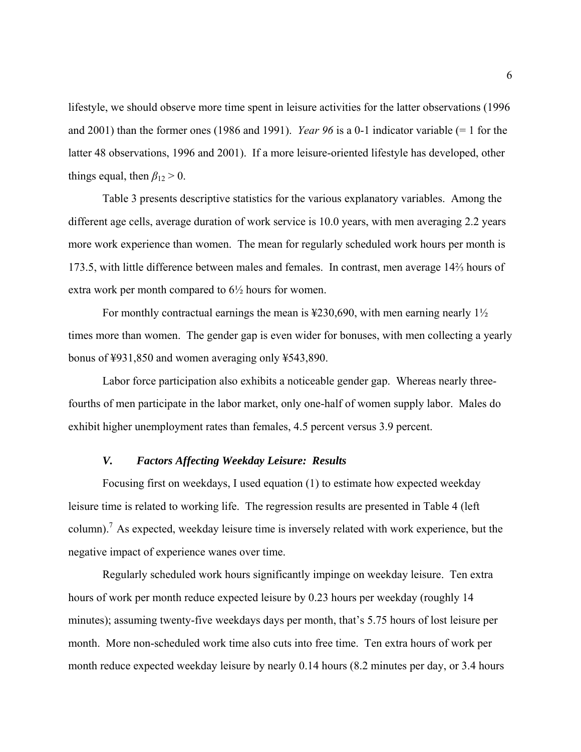lifestyle, we should observe more time spent in leisure activities for the latter observations (1996 and 2001) than the former ones (1986 and 1991). *Year 96* is a 0-1 indicator variable (= 1 for the latter 48 observations, 1996 and 2001). If a more leisure-oriented lifestyle has developed, other things equal, then $\beta_{12} > 0$.

Table 3 presents descriptive statistics for the various explanatory variables. Among the different age cells, average duration of work service is 10.0 years, with men averaging 2.2 years more work experience than women. The mean for regularly scheduled work hours per month is 173.5, with little difference between males and females. In contrast, men average 14⅔ hours of extra work per month compared to 6½ hours for women.

For monthly contractual earnings the mean is ¥230,690, with men earning nearly 1½ times more than women. The gender gap is even wider for bonuses, with men collecting a yearly bonus of ¥931,850 and women averaging only ¥543,890.

Labor force participation also exhibits a noticeable gender gap. Whereas nearly three-fourths of men participate in the labor market, only one-half of women supply labor. Males do exhibit higher unemployment rates than females, 4.5 percent versus 3.9 percent.

### *V. Factors Affecting Weekday Leisure: Results*

Focusing first on weekdays, I used equation (1) to estimate how expected weekday leisure time is related to working life. The regression results are presented in Table 4 (left column).[7] As expected, weekday leisure time is inversely related with work experience, but the negative impact of experience wanes over time.

Regularly scheduled work hours significantly impinge on weekday leisure. Ten extra hours of work per month reduce expected leisure by 0.23 hours per weekday (roughly 14 minutes); assuming twenty-five weekdays days per month, that's 5.75 hours of lost leisure per month. More non-scheduled work time also cuts into free time. Ten extra hours of work per month reduce expected weekday leisure by nearly 0.14 hours (8.2 minutes per day, or 3.4 hours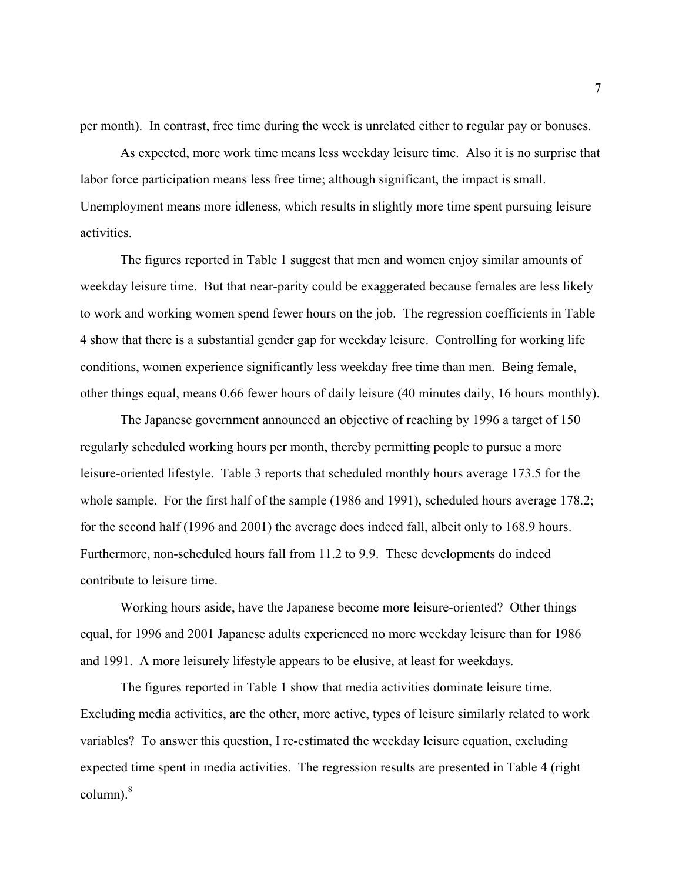per month). In contrast, free time during the week is unrelated either to regular pay or bonuses.

As expected, more work time means less weekday leisure time. Also it is no surprise that labor force participation means less free time; although significant, the impact is small. Unemployment means more idleness, which results in slightly more time spent pursuing leisure activities.

The figures reported in Table 1 suggest that men and women enjoy similar amounts of weekday leisure time. But that near-parity could be exaggerated because females are less likely to work and working women spend fewer hours on the job. The regression coefficients in Table 4 show that there is a substantial gender gap for weekday leisure. Controlling for working life conditions, women experience significantly less weekday free time than men. Being female, other things equal, means 0.66 fewer hours of daily leisure (40 minutes daily, 16 hours monthly).

The Japanese government announced an objective of reaching by 1996 a target of 150 regularly scheduled working hours per month, thereby permitting people to pursue a more leisure-oriented lifestyle. Table 3 reports that scheduled monthly hours average 173.5 for the whole sample. For the first half of the sample (1986 and 1991), scheduled hours average 178.2; for the second half (1996 and 2001) the average does indeed fall, albeit only to 168.9 hours. Furthermore, non-scheduled hours fall from 11.2 to 9.9. These developments do indeed contribute to leisure time.

Working hours aside, have the Japanese become more leisure-oriented? Other things equal, for 1996 and 2001 Japanese adults experienced no more weekday leisure than for 1986 and 1991. A more leisurely lifestyle appears to be elusive, at least for weekdays.

The figures reported in Table 1 show that media activities dominate leisure time. Excluding media activities, are the other, more active, types of leisure similarly related to work variables? To answer this question, I re-estimated the weekday leisure equation, excluding expected time spent in media activities. The regression results are presented in Table 4 (right column).[8]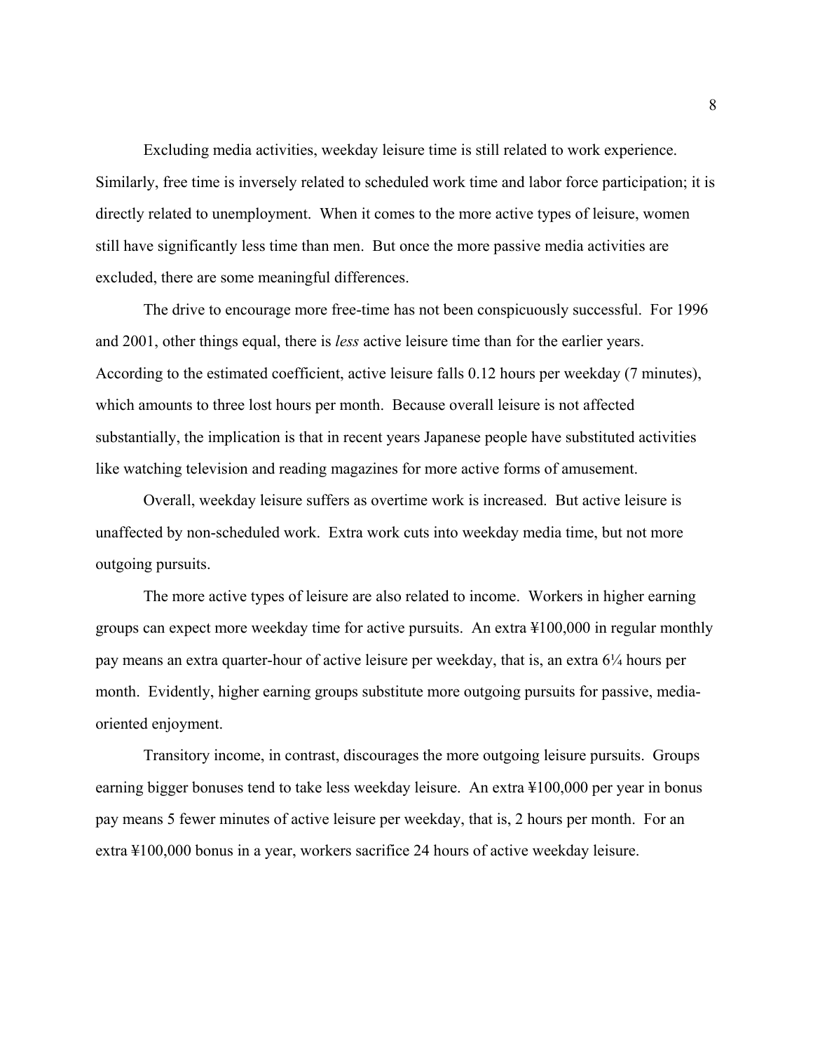Excluding media activities, weekday leisure time is still related to work experience. Similarly, free time is inversely related to scheduled work time and labor force participation; it is directly related to unemployment. When it comes to the more active types of leisure, women still have significantly less time than men. But once the more passive media activities are excluded, there are some meaningful differences.

The drive to encourage more free-time has not been conspicuously successful. For 1996 and 2001, other things equal, there is *less* active leisure time than for the earlier years. According to the estimated coefficient, active leisure falls 0.12 hours per weekday (7 minutes), which amounts to three lost hours per month. Because overall leisure is not affected substantially, the implication is that in recent years Japanese people have substituted activities like watching television and reading magazines for more active forms of amusement.

Overall, weekday leisure suffers as overtime work is increased. But active leisure is unaffected by non-scheduled work. Extra work cuts into weekday media time, but not more outgoing pursuits.

The more active types of leisure are also related to income. Workers in higher earning groups can expect more weekday time for active pursuits. An extra ¥100,000 in regular monthly pay means an extra quarter-hour of active leisure per weekday, that is, an extra 6¼ hours per month. Evidently, higher earning groups substitute more outgoing pursuits for passive, media-oriented enjoyment.

Transitory income, in contrast, discourages the more outgoing leisure pursuits. Groups earning bigger bonuses tend to take less weekday leisure. An extra ¥100,000 per year in bonus pay means 5 fewer minutes of active leisure per weekday, that is, 2 hours per month. For an extra ¥100,000 bonus in a year, workers sacrifice 24 hours of active weekday leisure.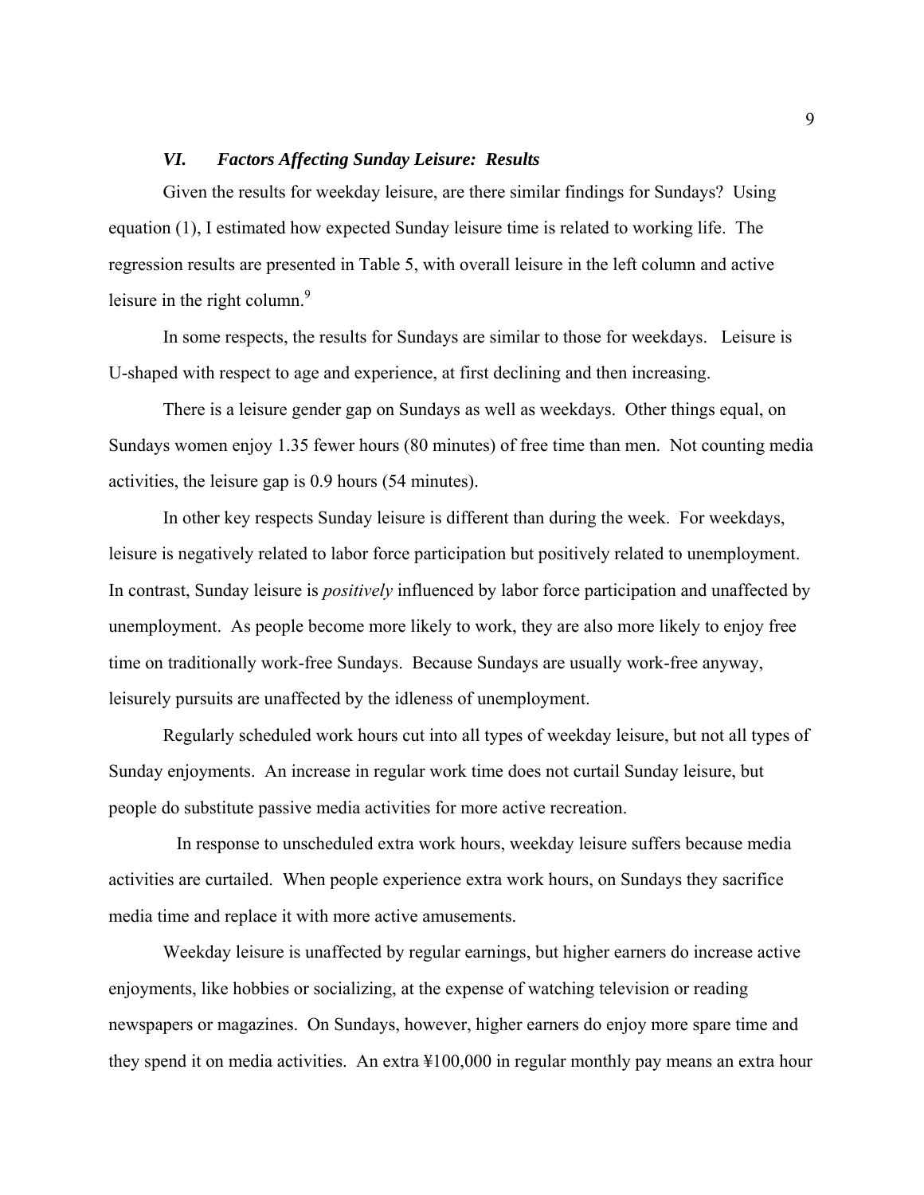### *VI. Factors Affecting Sunday Leisure: Results*

Given the results for weekday leisure, are there similar findings for Sundays? Using equation (1), I estimated how expected Sunday leisure time is related to working life. The regression results are presented in Table 5, with overall leisure in the left column and active leisure in the right column.[9]

In some respects, the results for Sundays are similar to those for weekdays. Leisure is U-shaped with respect to age and experience, at first declining and then increasing.

There is a leisure gender gap on Sundays as well as weekdays. Other things equal, on Sundays women enjoy 1.35 fewer hours (80 minutes) of free time than men. Not counting media activities, the leisure gap is 0.9 hours (54 minutes).

In other key respects Sunday leisure is different than during the week. For weekdays, leisure is negatively related to labor force participation but positively related to unemployment. In contrast, Sunday leisure is *positively* influenced by labor force participation and unaffected by unemployment. As people become more likely to work, they are also more likely to enjoy free time on traditionally work-free Sundays. Because Sundays are usually work-free anyway, leisurely pursuits are unaffected by the idleness of unemployment.

Regularly scheduled work hours cut into all types of weekday leisure, but not all types of Sunday enjoyments. An increase in regular work time does not curtail Sunday leisure, but people do substitute passive media activities for more active recreation.

In response to unscheduled extra work hours, weekday leisure suffers because media activities are curtailed. When people experience extra work hours, on Sundays they sacrifice media time and replace it with more active amusements.

Weekday leisure is unaffected by regular earnings, but higher earners do increase active enjoyments, like hobbies or socializing, at the expense of watching television or reading newspapers or magazines. On Sundays, however, higher earners do enjoy more spare time and they spend it on media activities. An extra ¥100,000 in regular monthly pay means an extra hour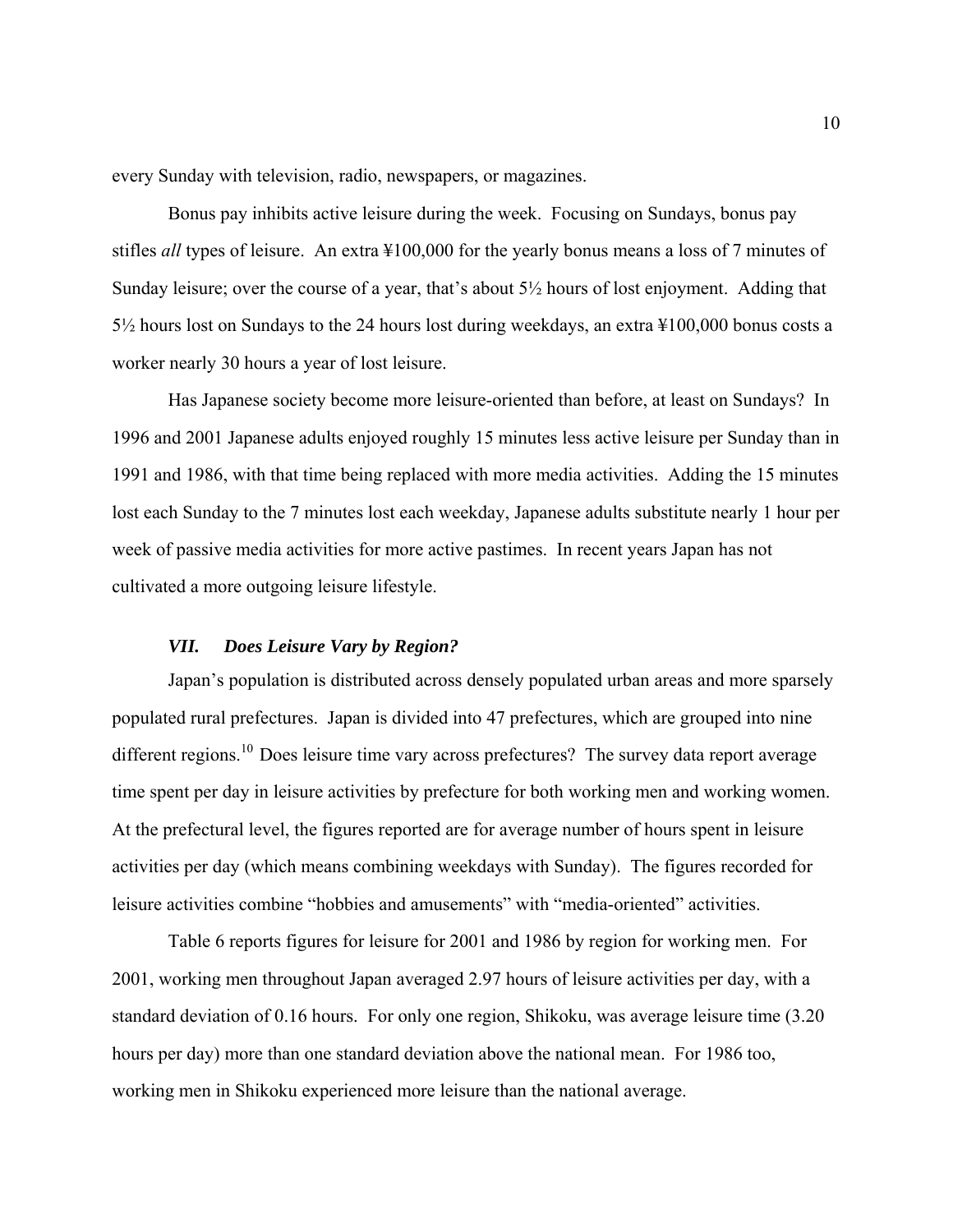every Sunday with television, radio, newspapers, or magazines.

Bonus pay inhibits active leisure during the week. Focusing on Sundays, bonus pay stifles *all* types of leisure. An extra ¥100,000 for the yearly bonus means a loss of 7 minutes of Sunday leisure; over the course of a year, that's about 5½ hours of lost enjoyment. Adding that 5½ hours lost on Sundays to the 24 hours lost during weekdays, an extra ¥100,000 bonus costs a worker nearly 30 hours a year of lost leisure.

Has Japanese society become more leisure-oriented than before, at least on Sundays? In 1996 and 2001 Japanese adults enjoyed roughly 15 minutes less active leisure per Sunday than in 1991 and 1986, with that time being replaced with more media activities. Adding the 15 minutes lost each Sunday to the 7 minutes lost each weekday, Japanese adults substitute nearly 1 hour per week of passive media activities for more active pastimes. In recent years Japan has not cultivated a more outgoing leisure lifestyle.

### *VII. Does Leisure Vary by Region?*

Japan's population is distributed across densely populated urban areas and more sparsely populated rural prefectures. Japan is divided into 47 prefectures, which are grouped into nine different regions.[10] Does leisure time vary across prefectures? The survey data report average time spent per day in leisure activities by prefecture for both working men and working women. At the prefectural level, the figures reported are for average number of hours spent in leisure activities per day (which means combining weekdays with Sunday). The figures recorded for leisure activities combine "hobbies and amusements" with "media-oriented" activities.

Table 6 reports figures for leisure for 2001 and 1986 by region for working men. For 2001, working men throughout Japan averaged 2.97 hours of leisure activities per day, with a standard deviation of 0.16 hours. For only one region, Shikoku, was average leisure time (3.20 hours per day) more than one standard deviation above the national mean. For 1986 too, working men in Shikoku experienced more leisure than the national average.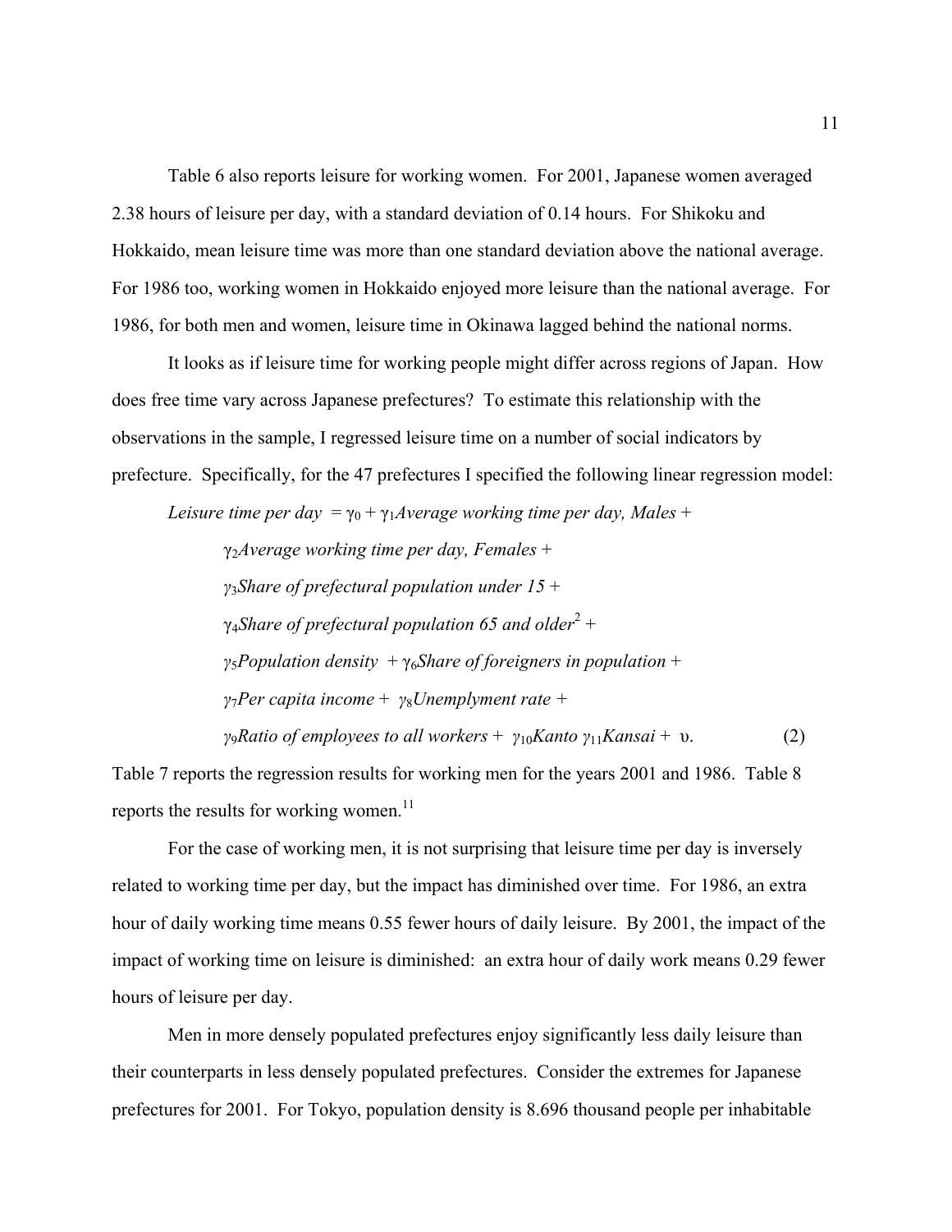Table 6 also reports leisure for working women. For 2001, Japanese women averaged 2.38 hours of leisure per day, with a standard deviation of 0.14 hours. For Shikoku and Hokkaido, mean leisure time was more than one standard deviation above the national average. For 1986 too, working women in Hokkaido enjoyed more leisure than the national average. For 1986, for both men and women, leisure time in Okinawa lagged behind the national norms.

It looks as if leisure time for working people might differ across regions of Japan. How does free time vary across Japanese prefectures? To estimate this relationship with the observations in the sample, I regressed leisure time on a number of social indicators by prefecture. Specifically, for the 47 prefectures I specified the following linear regression model:

$$
\begin{aligned}
\textit{Leisure time per day} = {} & \gamma_0 + \gamma_1 \textit{Average working time per day, Males} + \\
& \gamma_2 \textit{Average working time per day, Females} + \\
& \gamma_3 \textit{Share of prefectural population under 15} + \\
& \gamma_4 \textit{Share of prefectural population 65 and older}^2 + \\
& \gamma_5 \textit{Population density} + \gamma_6 \textit{Share of foreigners in population} + \\
& \gamma_7 \textit{Per capita income} + \gamma_8 \textit{Unemplyment rate} + \\
& \gamma_9 \textit{Ratio of employees to all workers} + \gamma_{10} \textit{Kanto}\ \gamma_{11} \textit{Kansai} + \upsilon. \qquad (2)
\end{aligned}
$$

Table 7 reports the regression results for working men for the years 2001 and 1986. Table 8 reports the results for working women.[11]

For the case of working men, it is not surprising that leisure time per day is inversely related to working time per day, but the impact has diminished over time. For 1986, an extra hour of daily working time means 0.55 fewer hours of daily leisure. By 2001, the impact of the impact of working time on leisure is diminished: an extra hour of daily work means 0.29 fewer hours of leisure per day.

Men in more densely populated prefectures enjoy significantly less daily leisure than their counterparts in less densely populated prefectures. Consider the extremes for Japanese prefectures for 2001. For Tokyo, population density is 8.696 thousand people per inhabitable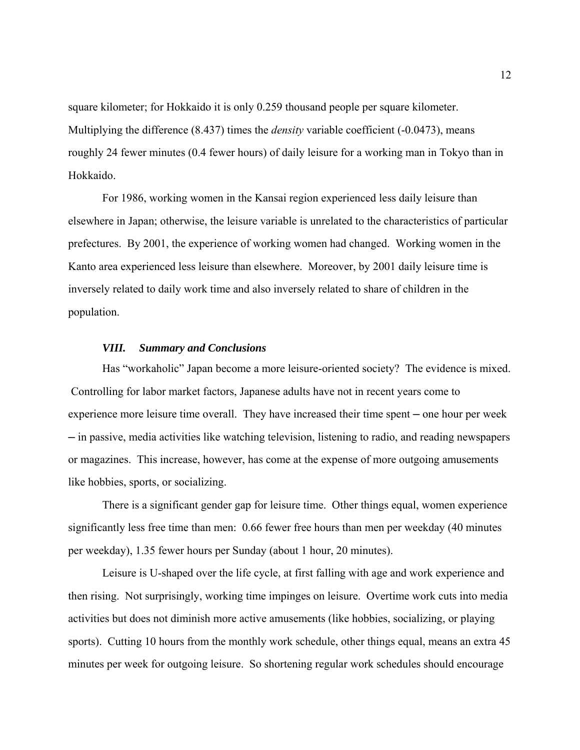square kilometer; for Hokkaido it is only 0.259 thousand people per square kilometer. Multiplying the difference (8.437) times the *density* variable coefficient (-0.0473), means roughly 24 fewer minutes (0.4 fewer hours) of daily leisure for a working man in Tokyo than in Hokkaido.

For 1986, working women in the Kansai region experienced less daily leisure than elsewhere in Japan; otherwise, the leisure variable is unrelated to the characteristics of particular prefectures. By 2001, the experience of working women had changed. Working women in the Kanto area experienced less leisure than elsewhere. Moreover, by 2001 daily leisure time is inversely related to daily work time and also inversely related to share of children in the population.

### *VIII. Summary and Conclusions*

Has "workaholic" Japan become a more leisure-oriented society? The evidence is mixed. Controlling for labor market factors, Japanese adults have not in recent years come to experience more leisure time overall. They have increased their time spent ─ one hour per week ─ in passive, media activities like watching television, listening to radio, and reading newspapers or magazines. This increase, however, has come at the expense of more outgoing amusements like hobbies, sports, or socializing.

There is a significant gender gap for leisure time. Other things equal, women experience significantly less free time than men: 0.66 fewer free hours than men per weekday (40 minutes per weekday), 1.35 fewer hours per Sunday (about 1 hour, 20 minutes).

Leisure is U-shaped over the life cycle, at first falling with age and work experience and then rising. Not surprisingly, working time impinges on leisure. Overtime work cuts into media activities but does not diminish more active amusements (like hobbies, socializing, or playing sports). Cutting 10 hours from the monthly work schedule, other things equal, means an extra 45 minutes per week for outgoing leisure. So shortening regular work schedules should encourage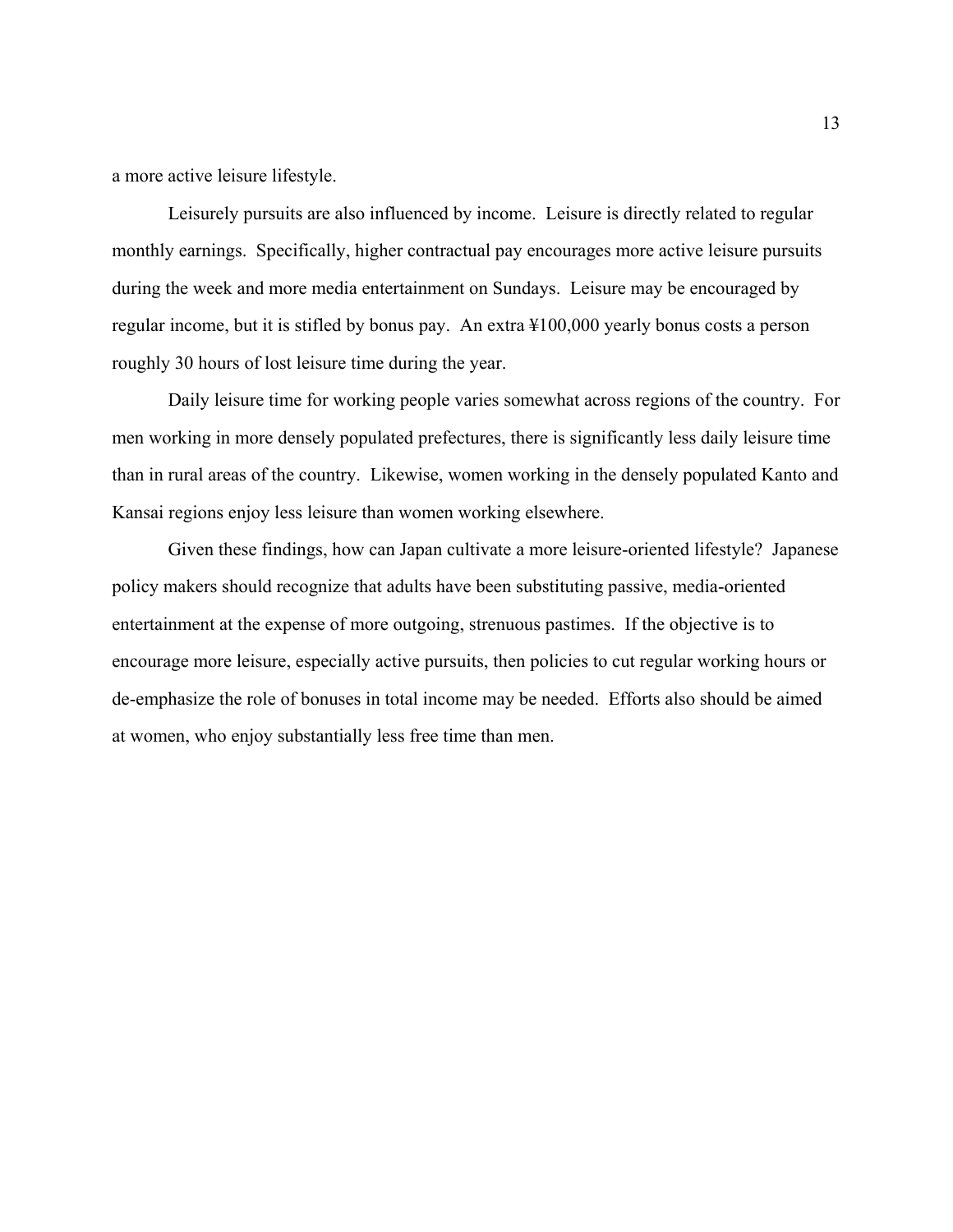a more active leisure lifestyle.

Leisurely pursuits are also influenced by income. Leisure is directly related to regular monthly earnings. Specifically, higher contractual pay encourages more active leisure pursuits during the week and more media entertainment on Sundays. Leisure may be encouraged by regular income, but it is stifled by bonus pay. An extra ¥100,000 yearly bonus costs a person roughly 30 hours of lost leisure time during the year.

Daily leisure time for working people varies somewhat across regions of the country. For men working in more densely populated prefectures, there is significantly less daily leisure time than in rural areas of the country. Likewise, women working in the densely populated Kanto and Kansai regions enjoy less leisure than women working elsewhere.

Given these findings, how can Japan cultivate a more leisure-oriented lifestyle? Japanese policy makers should recognize that adults have been substituting passive, media-oriented entertainment at the expense of more outgoing, strenuous pastimes. If the objective is to encourage more leisure, especially active pursuits, then policies to cut regular working hours or de-emphasize the role of bonuses in total income may be needed. Efforts also should be aimed at women, who enjoy substantially less free time than men.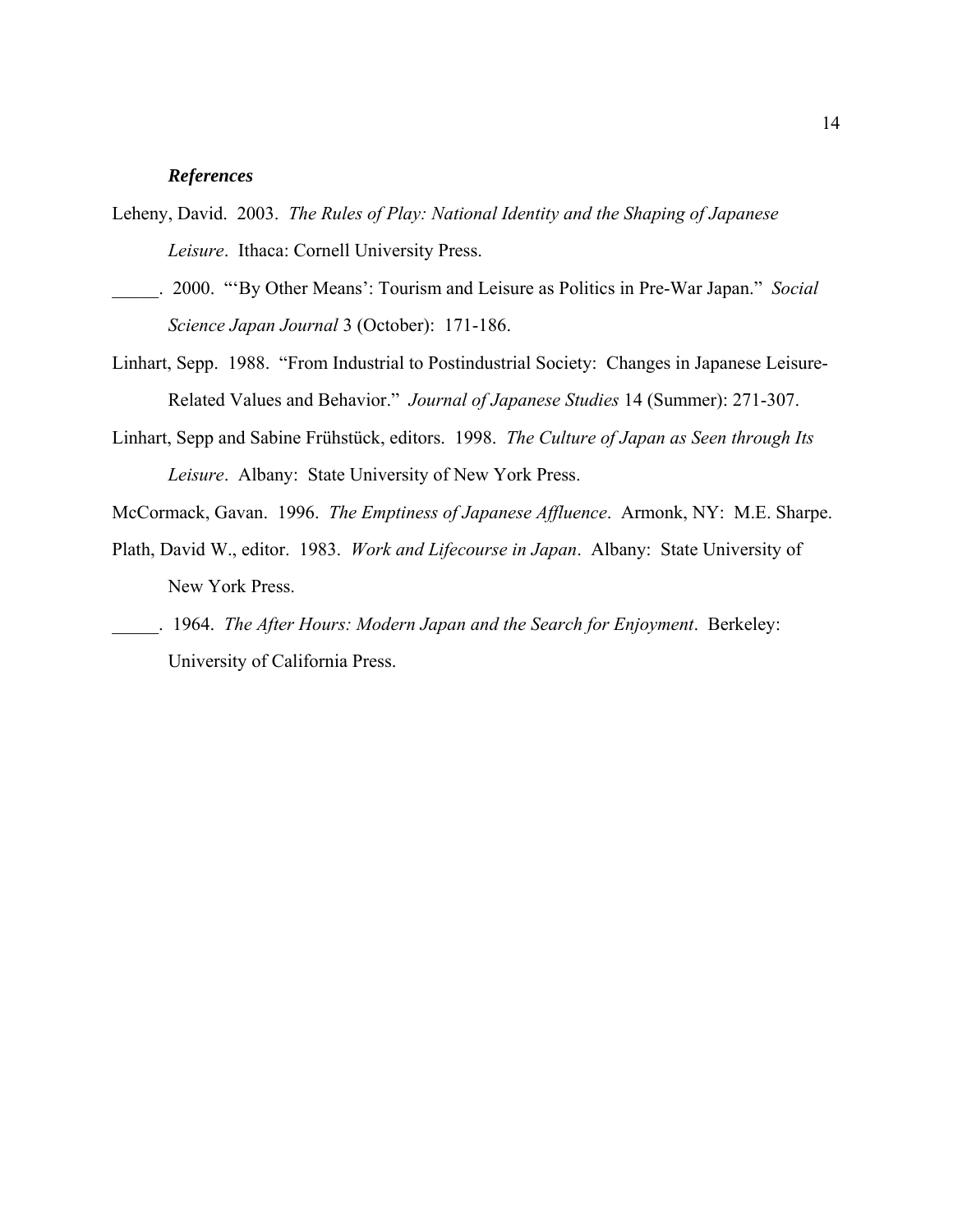### ***References***

Leheny, David. 2003. *The Rules of Play: National Identity and the Shaping of Japanese Leisure*. Ithaca: Cornell University Press.

_____. 2000. "'By Other Means': Tourism and Leisure as Politics in Pre-War Japan." *Social Science Japan Journal* 3 (October): 171-186.

Linhart, Sepp. 1988. "From Industrial to Postindustrial Society: Changes in Japanese Leisure-Related Values and Behavior." *Journal of Japanese Studies* 14 (Summer): 271-307.

Linhart, Sepp and Sabine Frühstück, editors. 1998. *The Culture of Japan as Seen through Its Leisure*. Albany: State University of New York Press.

McCormack, Gavan. 1996. *The Emptiness of Japanese Affluence*. Armonk, NY: M.E. Sharpe.

Plath, David W., editor. 1983. *Work and Lifecourse in Japan*. Albany: State University of New York Press.

_____. 1964. *The After Hours: Modern Japan and the Search for Enjoyment*. Berkeley: University of California Press.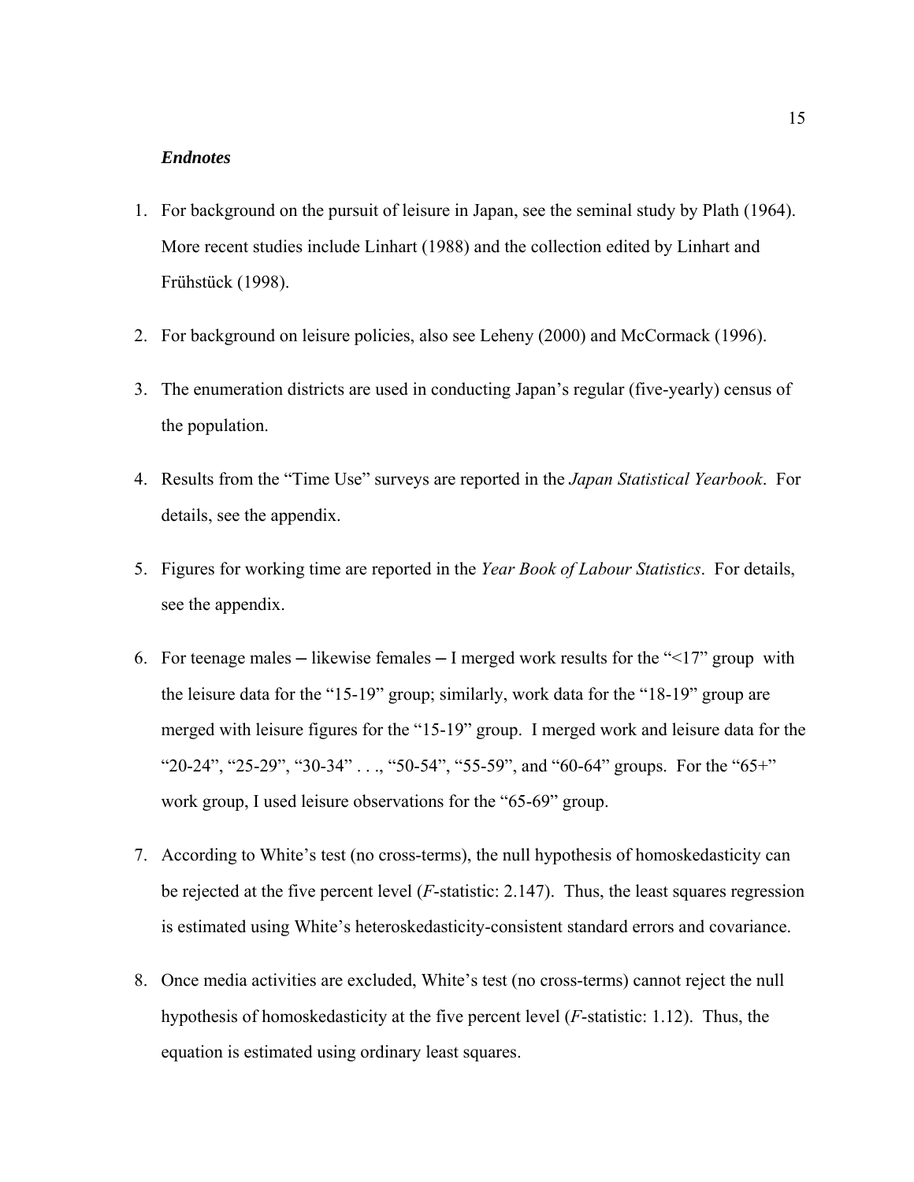***Endnotes***

1. For background on the pursuit of leisure in Japan, see the seminal study by Plath (1964). More recent studies include Linhart (1988) and the collection edited by Linhart and Frühstück (1998).

2. For background on leisure policies, also see Leheny (2000) and McCormack (1996).

3. The enumeration districts are used in conducting Japan's regular (five-yearly) census of the population.

4. Results from the "Time Use" surveys are reported in the *Japan Statistical Yearbook*. For details, see the appendix.

5. Figures for working time are reported in the *Year Book of Labour Statistics*. For details, see the appendix.

6. For teenage males ─ likewise females ─ I merged work results for the "<17" group with the leisure data for the "15-19" group; similarly, work data for the "18-19" group are merged with leisure figures for the "15-19" group. I merged work and leisure data for the "20-24", "25-29", "30-34" . . ., "50-54", "55-59", and "60-64" groups. For the "65+" work group, I used leisure observations for the "65-69" group.

7. According to White's test (no cross-terms), the null hypothesis of homoskedasticity can be rejected at the five percent level ($F$-statistic: 2.147). Thus, the least squares regression is estimated using White's heteroskedasticity-consistent standard errors and covariance.

8. Once media activities are excluded, White's test (no cross-terms) cannot reject the null hypothesis of homoskedasticity at the five percent level ($F$-statistic: 1.12). Thus, the equation is estimated using ordinary least squares.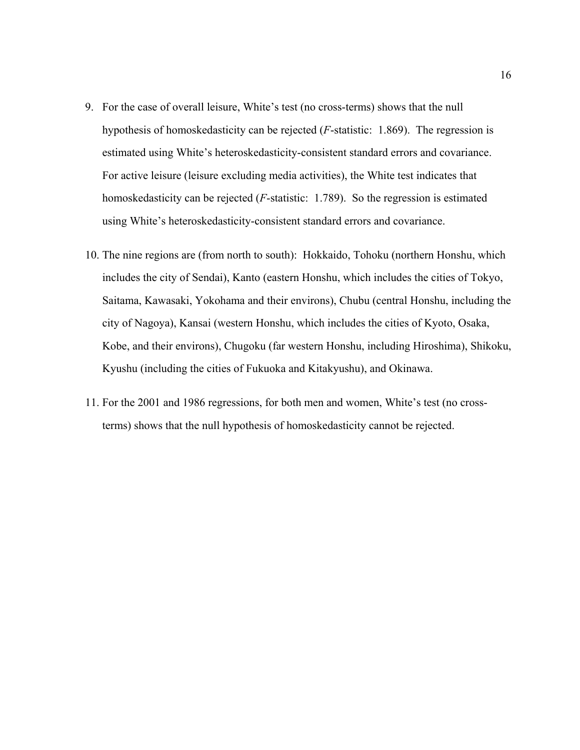9. For the case of overall leisure, White's test (no cross-terms) shows that the null hypothesis of homoskedasticity can be rejected (*F*-statistic: 1.869). The regression is estimated using White's heteroskedasticity-consistent standard errors and covariance. For active leisure (leisure excluding media activities), the White test indicates that homoskedasticity can be rejected (*F*-statistic: 1.789). So the regression is estimated using White's heteroskedasticity-consistent standard errors and covariance.

10. The nine regions are (from north to south): Hokkaido, Tohoku (northern Honshu, which includes the city of Sendai), Kanto (eastern Honshu, which includes the cities of Tokyo, Saitama, Kawasaki, Yokohama and their environs), Chubu (central Honshu, including the city of Nagoya), Kansai (western Honshu, which includes the cities of Kyoto, Osaka, Kobe, and their environs), Chugoku (far western Honshu, including Hiroshima), Shikoku, Kyushu (including the cities of Fukuoka and Kitakyushu), and Okinawa.

11. For the 2001 and 1986 regressions, for both men and women, White's test (no cross-terms) shows that the null hypothesis of homoskedasticity cannot be rejected.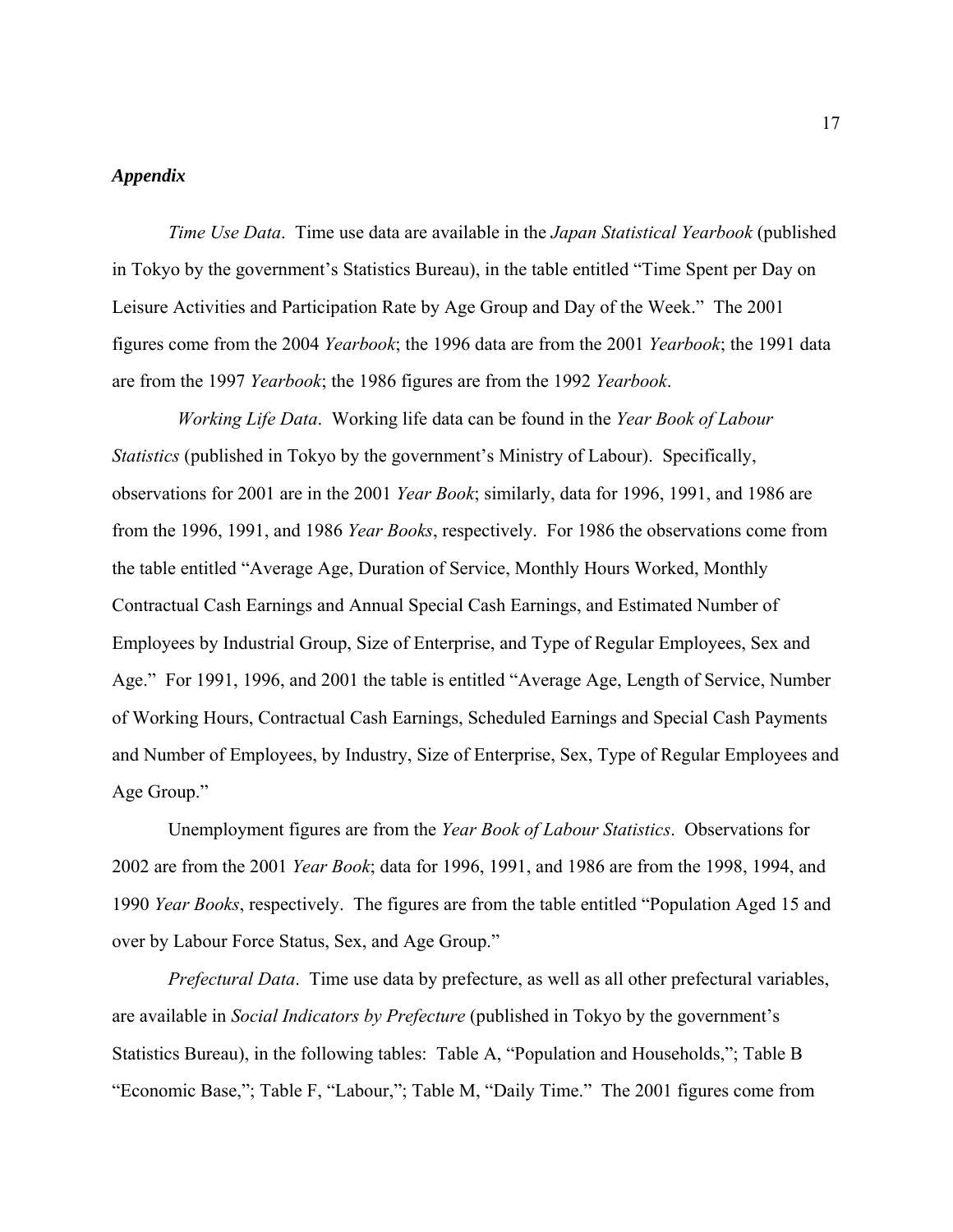## *Appendix*

*Time Use Data*. Time use data are available in the *Japan Statistical Yearbook* (published in Tokyo by the government's Statistics Bureau), in the table entitled "Time Spent per Day on Leisure Activities and Participation Rate by Age Group and Day of the Week." The 2001 figures come from the 2004 *Yearbook*; the 1996 data are from the 2001 *Yearbook*; the 1991 data are from the 1997 *Yearbook*; the 1986 figures are from the 1992 *Yearbook*.

*Working Life Data*. Working life data can be found in the *Year Book of Labour Statistics* (published in Tokyo by the government's Ministry of Labour). Specifically, observations for 2001 are in the 2001 *Year Book*; similarly, data for 1996, 1991, and 1986 are from the 1996, 1991, and 1986 *Year Books*, respectively. For 1986 the observations come from the table entitled "Average Age, Duration of Service, Monthly Hours Worked, Monthly Contractual Cash Earnings and Annual Special Cash Earnings, and Estimated Number of Employees by Industrial Group, Size of Enterprise, and Type of Regular Employees, Sex and Age." For 1991, 1996, and 2001 the table is entitled "Average Age, Length of Service, Number of Working Hours, Contractual Cash Earnings, Scheduled Earnings and Special Cash Payments and Number of Employees, by Industry, Size of Enterprise, Sex, Type of Regular Employees and Age Group."

Unemployment figures are from the *Year Book of Labour Statistics*. Observations for 2002 are from the 2001 *Year Book*; data for 1996, 1991, and 1986 are from the 1998, 1994, and 1990 *Year Books*, respectively. The figures are from the table entitled "Population Aged 15 and over by Labour Force Status, Sex, and Age Group."

*Prefectural Data*. Time use data by prefecture, as well as all other prefectural variables, are available in *Social Indicators by Prefecture* (published in Tokyo by the government's Statistics Bureau), in the following tables: Table A, "Population and Households,"; Table B "Economic Base,"; Table F, "Labour,"; Table M, "Daily Time." The 2001 figures come from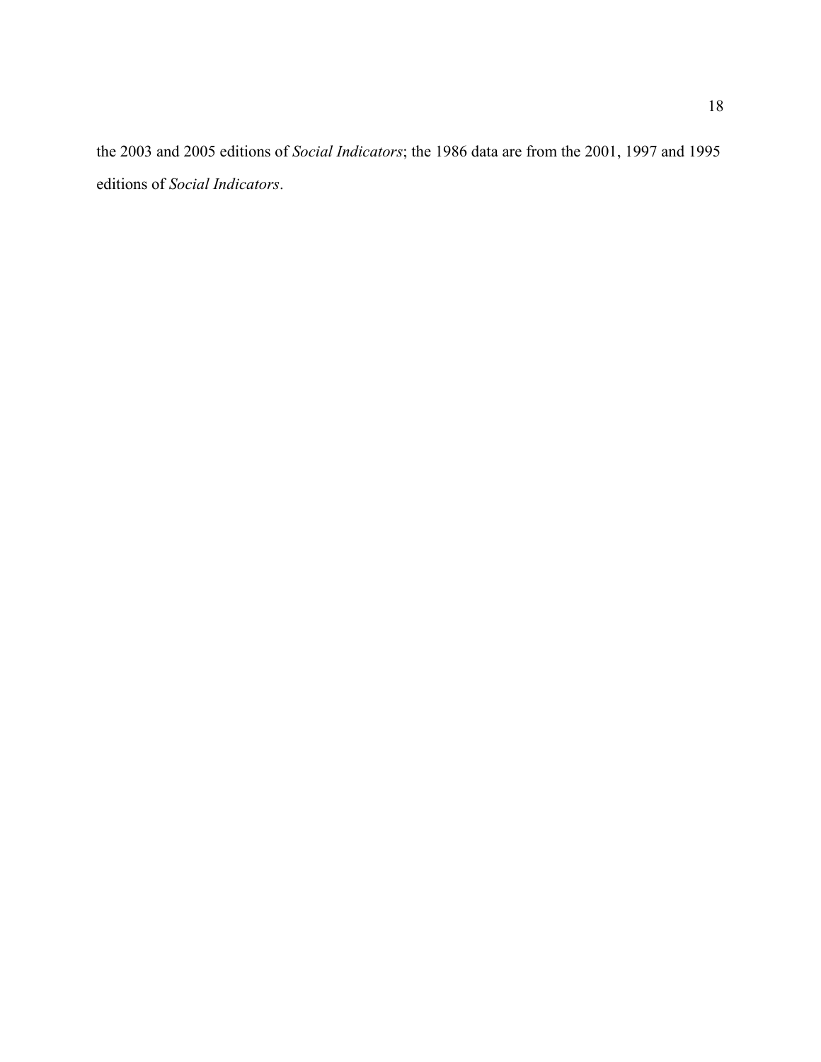the 2003 and 2005 editions of *Social Indicators*; the 1986 data are from the 2001, 1997 and 1995 editions of *Social Indicators*.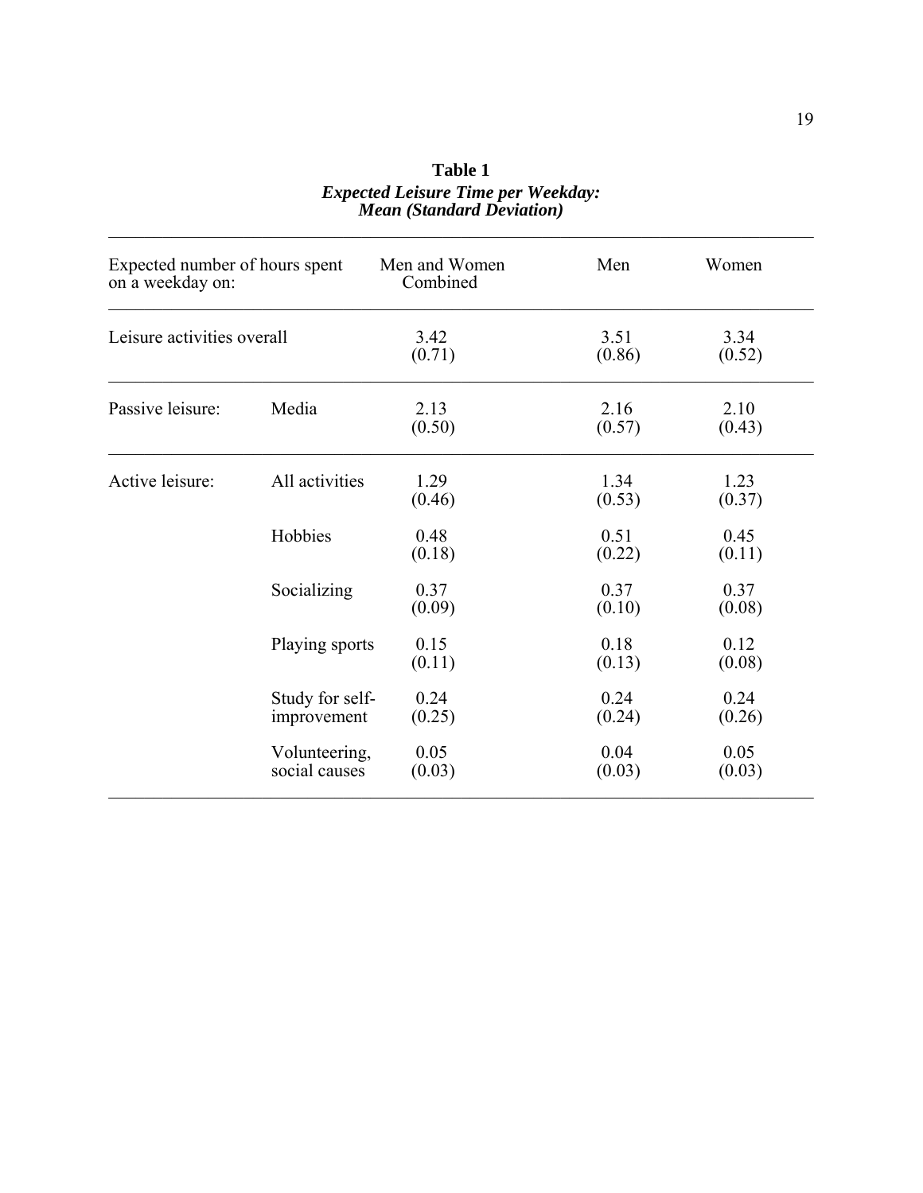**Table 1**

***Expected Leisure Time per Weekday: Mean (Standard Deviation)***

| Expected number of hours spent on a weekday on: | | Men and Women Combined | Men | Women |
|---|---|---|---|---|
| Leisure activities overall | | 3.42 (0.71) | 3.51 (0.86) | 3.34 (0.52) |
| Passive leisure: | Media | 2.13 (0.50) | 2.16 (0.57) | 2.10 (0.43) |
| Active leisure: | All activities | 1.29 (0.46) | 1.34 (0.53) | 1.23 (0.37) |
| | Hobbies | 0.48 (0.18) | 0.51 (0.22) | 0.45 (0.11) |
| | Socializing | 0.37 (0.09) | 0.37 (0.10) | 0.37 (0.08) |
| | Playing sports | 0.15 (0.11) | 0.18 (0.13) | 0.12 (0.08) |
| | Study for self-improvement | 0.24 (0.25) | 0.24 (0.24) | 0.24 (0.26) |
| | Volunteering, social causes | 0.05 (0.03) | 0.04 (0.03) | 0.05 (0.03) |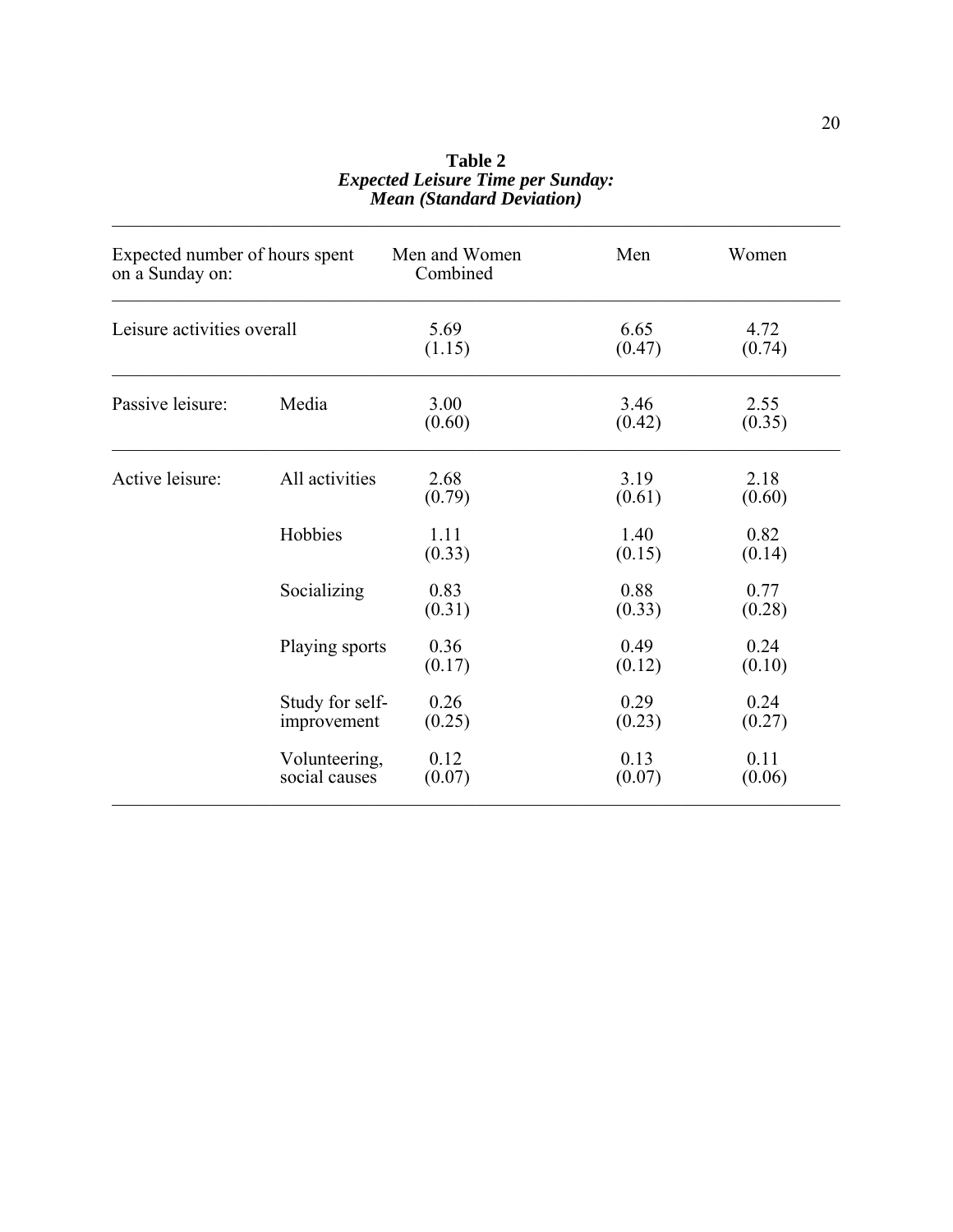**Table 2**
***Expected Leisure Time per Sunday: Mean (Standard Deviation)***

| Expected number of hours spent on a Sunday on: | | Men and Women Combined | Men | Women |
|---|---|---|---|---|
| Leisure activities overall | | 5.69 (1.15) | 6.65 (0.47) | 4.72 (0.74) |
| Passive leisure: | Media | 3.00 (0.60) | 3.46 (0.42) | 2.55 (0.35) |
| Active leisure: | All activities | 2.68 (0.79) | 3.19 (0.61) | 2.18 (0.60) |
| | Hobbies | 1.11 (0.33) | 1.40 (0.15) | 0.82 (0.14) |
| | Socializing | 0.83 (0.31) | 0.88 (0.33) | 0.77 (0.28) |
| | Playing sports | 0.36 (0.17) | 0.49 (0.12) | 0.24 (0.10) |
| | Study for self-improvement | 0.26 (0.25) | 0.29 (0.23) | 0.24 (0.27) |
| | Volunteering, social causes | 0.12 (0.07) | 0.13 (0.07) | 0.11 (0.06) |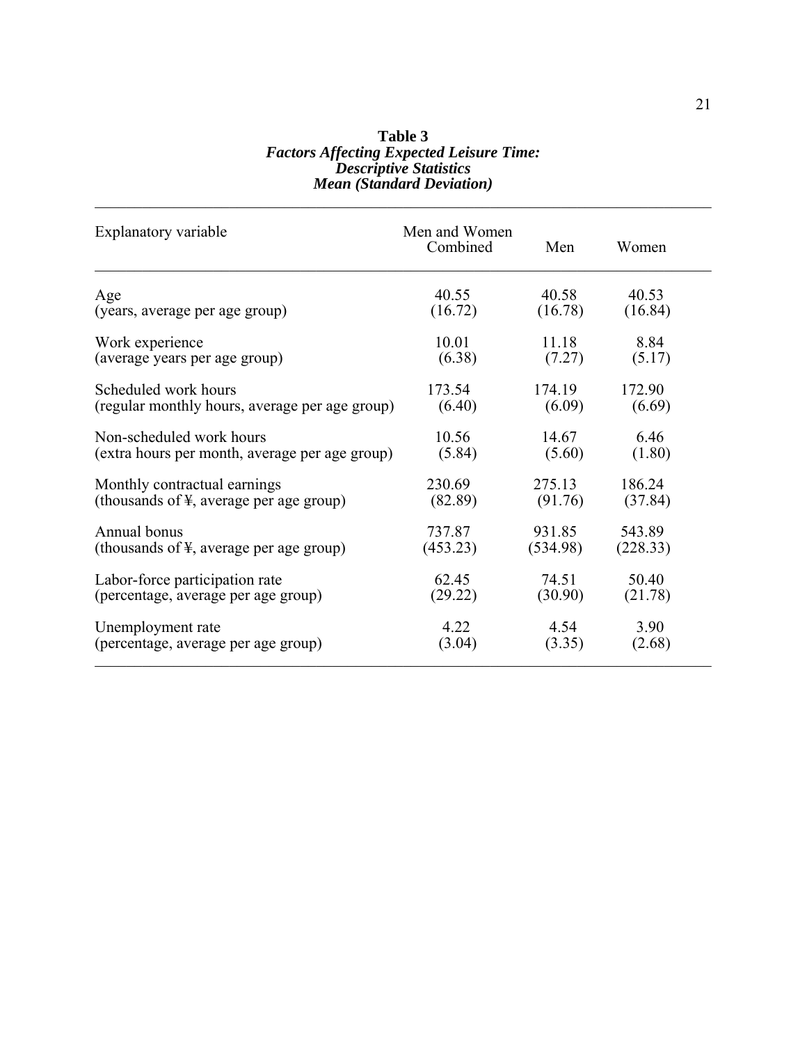**Table 3**
***Factors Affecting Expected Leisure Time: Descriptive Statistics Mean (Standard Deviation)***

| Explanatory variable | Men and Women Combined | Men | Women |
|---|---|---|---|
| Age | 40.55 | 40.58 | 40.53 |
| (years, average per age group) | (16.72) | (16.78) | (16.84) |
| Work experience | 10.01 | 11.18 | 8.84 |
| (average years per age group) | (6.38) | (7.27) | (5.17) |
| Scheduled work hours | 173.54 | 174.19 | 172.90 |
| (regular monthly hours, average per age group) | (6.40) | (6.09) | (6.69) |
| Non-scheduled work hours | 10.56 | 14.67 | 6.46 |
| (extra hours per month, average per age group) | (5.84) | (5.60) | (1.80) |
| Monthly contractual earnings | 230.69 | 275.13 | 186.24 |
| (thousands of ¥, average per age group) | (82.89) | (91.76) | (37.84) |
| Annual bonus | 737.87 | 931.85 | 543.89 |
| (thousands of ¥, average per age group) | (453.23) | (534.98) | (228.33) |
| Labor-force participation rate | 62.45 | 74.51 | 50.40 |
| (percentage, average per age group) | (29.22) | (30.90) | (21.78) |
| Unemployment rate | 4.22 | 4.54 | 3.90 |
| (percentage, average per age group) | (3.04) | (3.35) | (2.68) |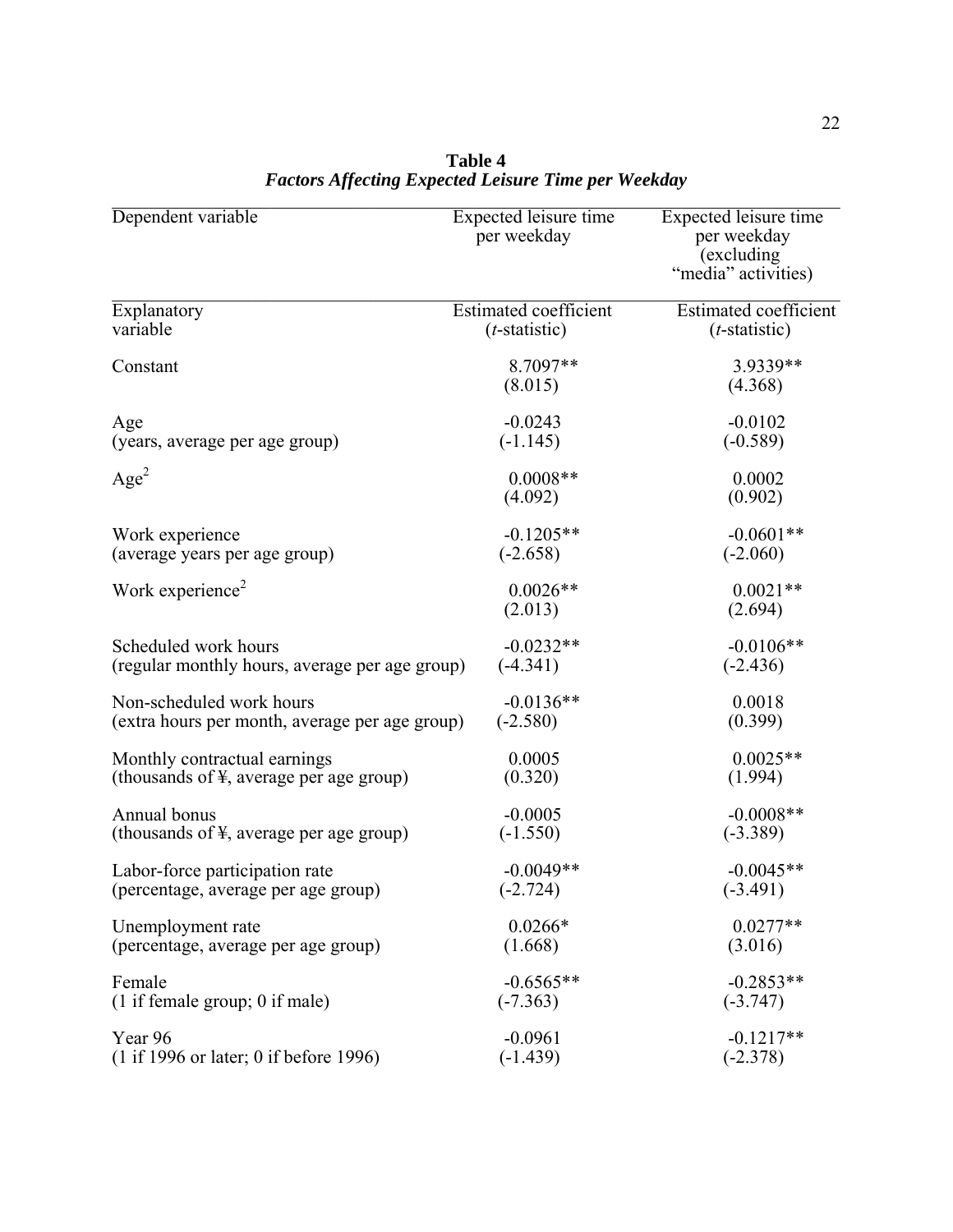**Table 4**
***Factors Affecting Expected Leisure Time per Weekday***

| Dependent variable | Expected leisure time per weekday | Expected leisure time per weekday (excluding "media" activities) |
|---|---|---|
| Explanatory variable | Estimated coefficient (*t*-statistic) | Estimated coefficient (*t*-statistic) |
| Constant | 8.7097** (8.015) | 3.9339** (4.368) |
| Age (years, average per age group) | -0.0243 (-1.145) | -0.0102 (-0.589) |
| $Age^2$ | 0.0008** (4.092) | 0.0002 (0.902) |
| Work experience (average years per age group) | -0.1205** (-2.658) | -0.0601** (-2.060) |
| Work $experience^2$ | 0.0026** (2.013) | 0.0021** (2.694) |
| Scheduled work hours (regular monthly hours, average per age group) | -0.0232** (-4.341) | -0.0106** (-2.436) |
| Non-scheduled work hours (extra hours per month, average per age group) | -0.0136** (-2.580) | 0.0018 (0.399) |
| Monthly contractual earnings (thousands of ¥, average per age group) | 0.0005 (0.320) | 0.0025** (1.994) |
| Annual bonus (thousands of ¥, average per age group) | -0.0005 (-1.550) | -0.0008** (-3.389) |
| Labor-force participation rate (percentage, average per age group) | -0.0049** (-2.724) | -0.0045** (-3.491) |
| Unemployment rate (percentage, average per age group) | 0.0266* (1.668) | 0.0277** (3.016) |
| Female (1 if female group; 0 if male) | -0.6565** (-7.363) | -0.2853** (-3.747) |
| Year 96 (1 if 1996 or later; 0 if before 1996) | -0.0961 (-1.439) | -0.1217** (-2.378) |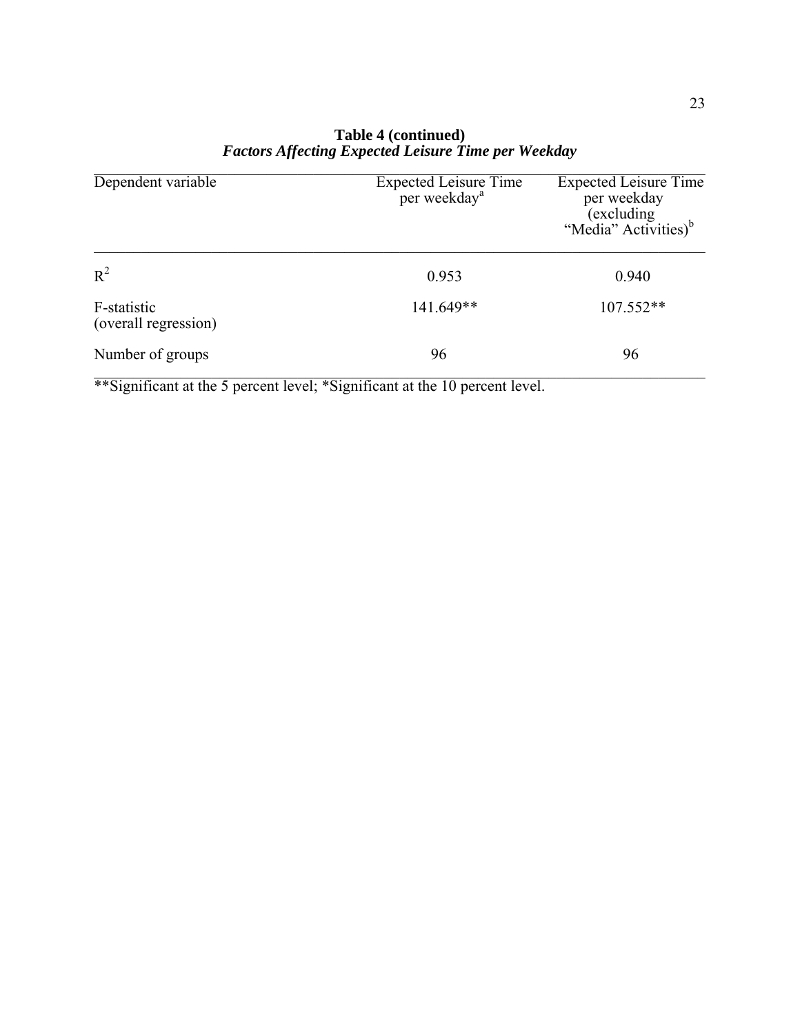**Table 4 (continued)**
***Factors Affecting Expected Leisure Time per Weekday***

| Dependent variable | Expected Leisure Time per weekday[a] | Expected Leisure Time per weekday (excluding "Media" Activities)[b] |
|---|---|---|
| $R^2$ | 0.953 | 0.940 |
| F-statistic (overall regression) | 141.649** | 107.552** |
| Number of groups | 96 | 96 |

**Significant at the 5 percent level; *Significant at the 10 percent level.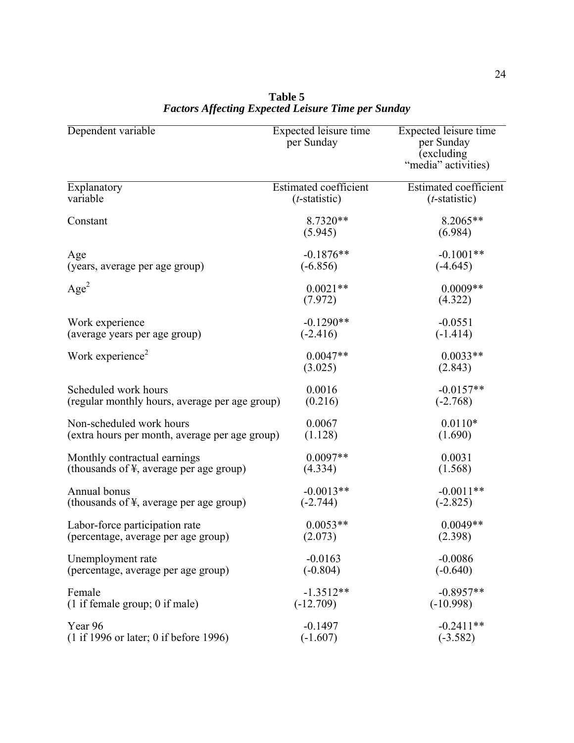**Table 5**
***Factors Affecting Expected Leisure Time per Sunday***

| Dependent variable | Expected leisure time per Sunday | Expected leisure time per Sunday (excluding "media" activities) |
|---|---|---|
| Explanatory variable | Estimated coefficient (*t*-statistic) | Estimated coefficient (*t*-statistic) |
| Constant | 8.7320** (5.945) | 8.2065** (6.984) |
| Age (years, average per age group) | -0.1876** (-6.856) | -0.1001** (-4.645) |
| $\text{Age}^2$ | 0.0021** (7.972) | 0.0009** (4.322) |
| Work experience (average years per age group) | -0.1290** (-2.416) | -0.0551 (-1.414) |
| $\text{Work experience}^2$ | 0.0047** (3.025) | 0.0033** (2.843) |
| Scheduled work hours (regular monthly hours, average per age group) | 0.0016 (0.216) | -0.0157** (-2.768) |
| Non-scheduled work hours (extra hours per month, average per age group) | 0.0067 (1.128) | 0.0110* (1.690) |
| Monthly contractual earnings (thousands of ¥, average per age group) | 0.0097** (4.334) | 0.0031 (1.568) |
| Annual bonus (thousands of ¥, average per age group) | -0.0013** (-2.744) | -0.0011** (-2.825) |
| Labor-force participation rate (percentage, average per age group) | 0.0053** (2.073) | 0.0049** (2.398) |
| Unemployment rate (percentage, average per age group) | -0.0163 (-0.804) | -0.0086 (-0.640) |
| Female (1 if female group; 0 if male) | -1.3512** (-12.709) | -0.8957** (-10.998) |
| Year 96 (1 if 1996 or later; 0 if before 1996) | -0.1497 (-1.607) | -0.2411** (-3.582) |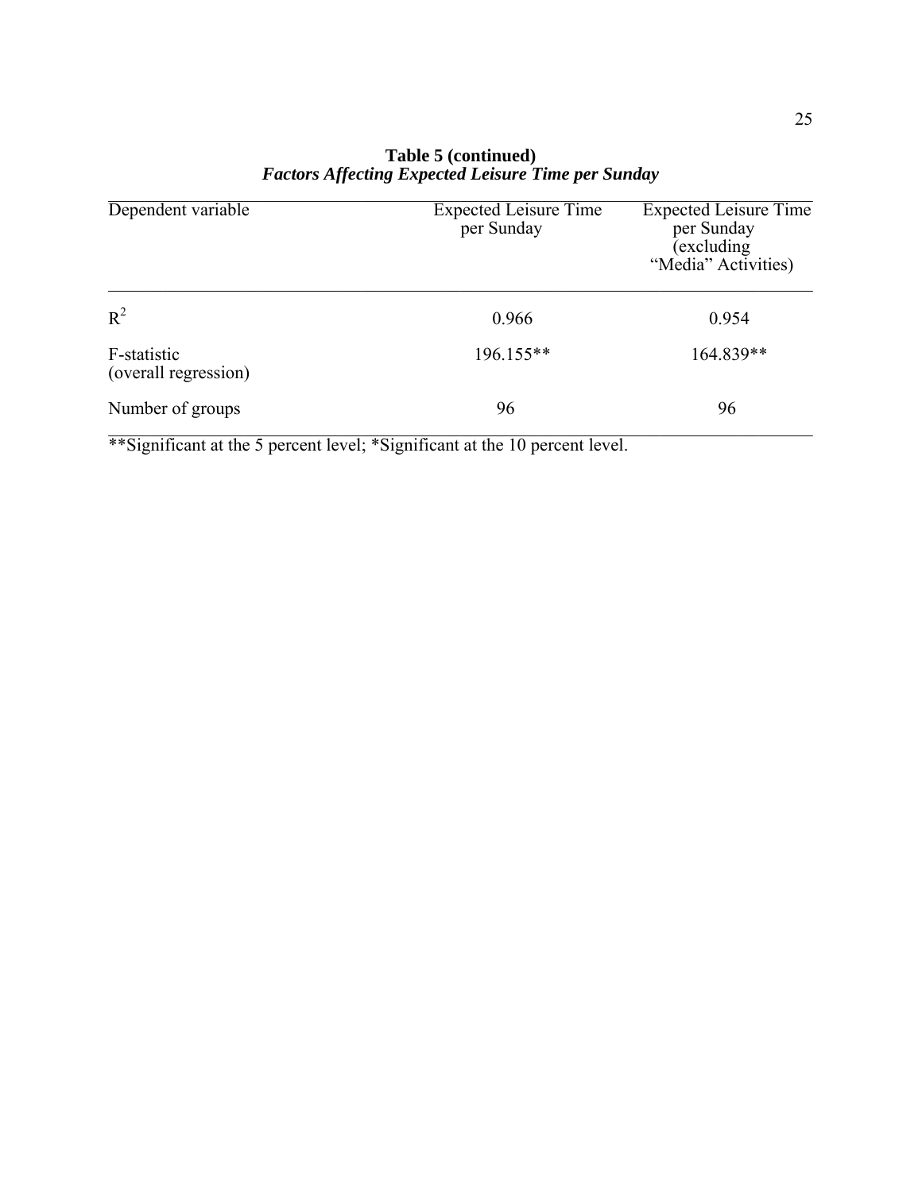**Table 5 (continued)**
***Factors Affecting Expected Leisure Time per Sunday***

| Dependent variable | Expected Leisure Time per Sunday | Expected Leisure Time per Sunday (excluding "Media" Activities) |
|---|---|---|
| $R^2$ | 0.966 | 0.954 |
| F-statistic (overall regression) | 196.155** | 164.839** |
| Number of groups | 96 | 96 |

**Significant at the 5 percent level; *Significant at the 10 percent level.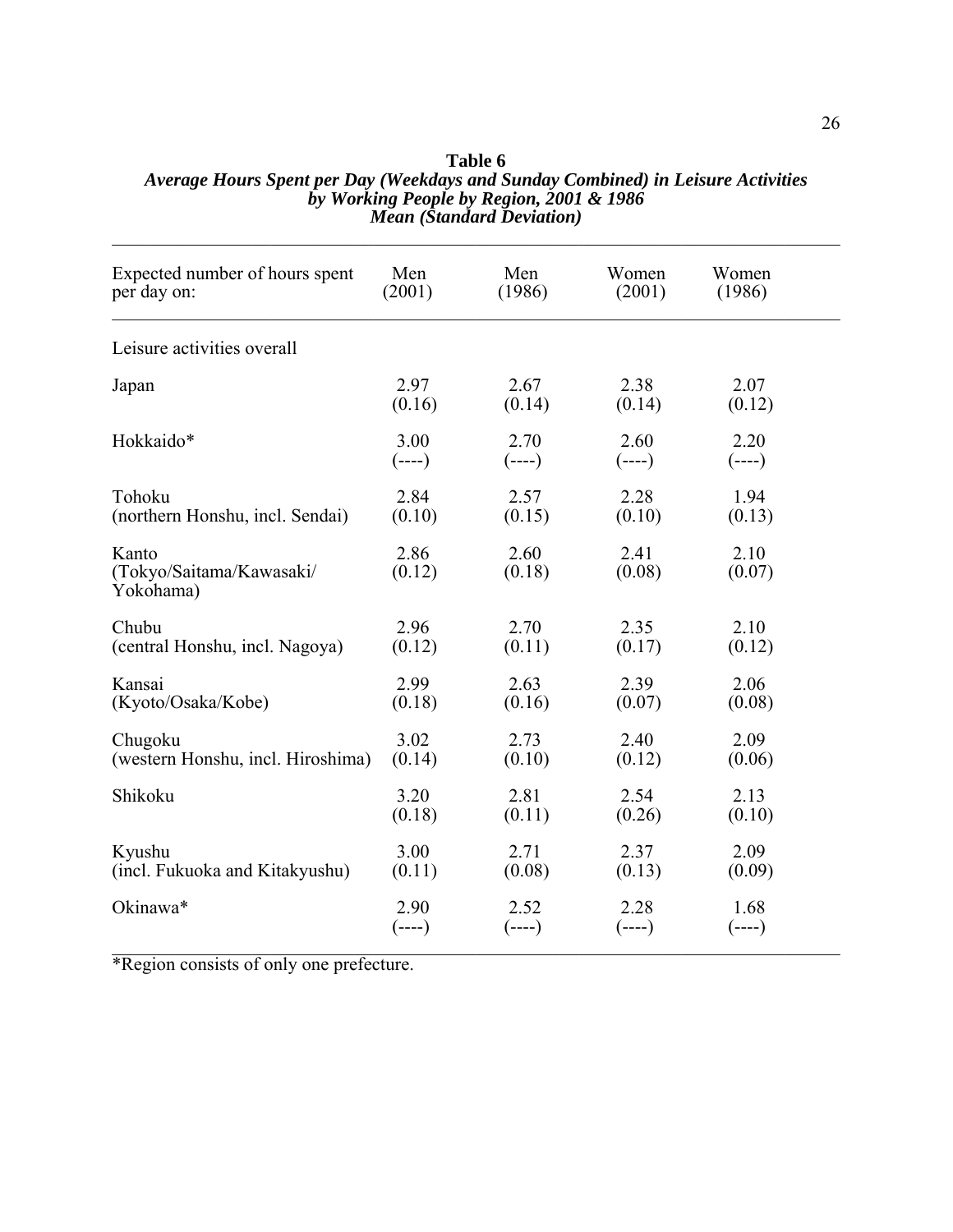**Table 6**
***Average Hours Spent per Day (Weekdays and Sunday Combined) in Leisure Activities by Working People by Region, 2001 & 1986***
***Mean (Standard Deviation)***

| Expected number of hours spent per day on: | Men (2001) | Men (1986) | Women (2001) | Women (1986) |
|---|---|---|---|---|
| Leisure activities overall | | | | |
| Japan | 2.97 (0.16) | 2.67 (0.14) | 2.38 (0.14) | 2.07 (0.12) |
| Hokkaido* | 3.00 (----) | 2.70 (----) | 2.60 (----) | 2.20 (----) |
| Tohoku (northern Honshu, incl. Sendai) | 2.84 (0.10) | 2.57 (0.15) | 2.28 (0.10) | 1.94 (0.13) |
| Kanto (Tokyo/Saitama/Kawasaki/ Yokohama) | 2.86 (0.12) | 2.60 (0.18) | 2.41 (0.08) | 2.10 (0.07) |
| Chubu (central Honshu, incl. Nagoya) | 2.96 (0.12) | 2.70 (0.11) | 2.35 (0.17) | 2.10 (0.12) |
| Kansai (Kyoto/Osaka/Kobe) | 2.99 (0.18) | 2.63 (0.16) | 2.39 (0.07) | 2.06 (0.08) |
| Chugoku (western Honshu, incl. Hiroshima) | 3.02 (0.14) | 2.73 (0.10) | 2.40 (0.12) | 2.09 (0.06) |
| Shikoku | 3.20 (0.18) | 2.81 (0.11) | 2.54 (0.26) | 2.13 (0.10) |
| Kyushu (incl. Fukuoka and Kitakyushu) | 3.00 (0.11) | 2.71 (0.08) | 2.37 (0.13) | 2.09 (0.09) |
| Okinawa* | 2.90 (----) | 2.52 (----) | 2.28 (----) | 1.68 (----) |

*Region consists of only one prefecture.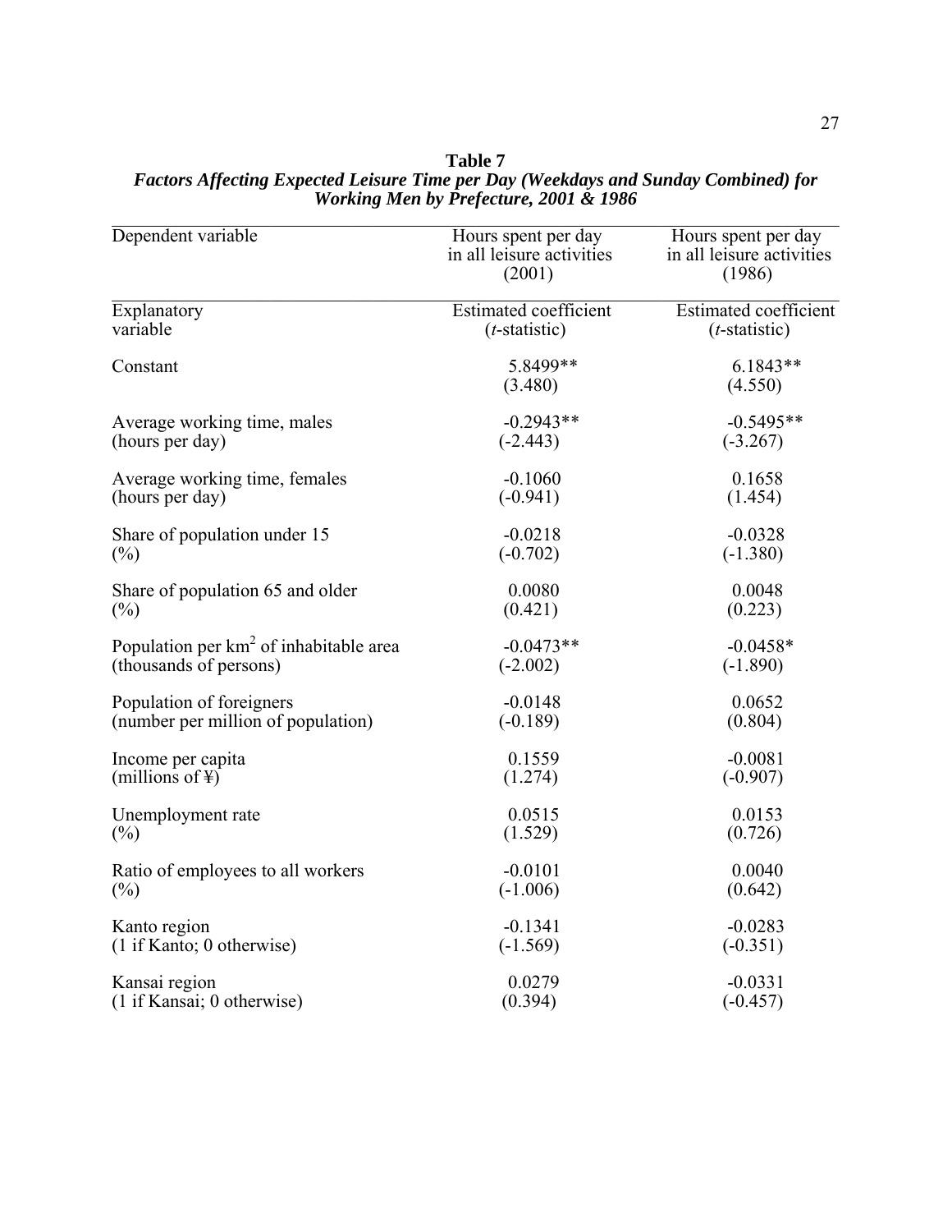**Table 7**

***Factors Affecting Expected Leisure Time per Day (Weekdays and Sunday Combined) for Working Men by Prefecture, 2001 & 1986***

| Dependent variable | Hours spent per day in all leisure activities (2001) | Hours spent per day in all leisure activities (1986) |
|---|---|---|
| Explanatory variable | Estimated coefficient (*t*-statistic) | Estimated coefficient (*t*-statistic) |
| Constant | 5.8499** (3.480) | 6.1843** (4.550) |
| Average working time, males (hours per day) | -0.2943** (-2.443) | -0.5495** (-3.267) |
| Average working time, females (hours per day) | -0.1060 (-0.941) | 0.1658 (1.454) |
| Share of population under 15 (%) | -0.0218 (-0.702) | -0.0328 (-1.380) |
| Share of population 65 and older (%) | 0.0080 (0.421) | 0.0048 (0.223) |
| Population per $km^2$ of inhabitable area (thousands of persons) | -0.0473** (-2.002) | -0.0458* (-1.890) |
| Population of foreigners (number per million of population) | -0.0148 (-0.189) | 0.0652 (0.804) |
| Income per capita (millions of ¥) | 0.1559 (1.274) | -0.0081 (-0.907) |
| Unemployment rate (%) | 0.0515 (1.529) | 0.0153 (0.726) |
| Ratio of employees to all workers (%) | -0.0101 (-1.006) | 0.0040 (0.642) |
| Kanto region (1 if Kanto; 0 otherwise) | -0.1341 (-1.569) | -0.0283 (-0.351) |
| Kansai region (1 if Kansai; 0 otherwise) | 0.0279 (0.394) | -0.0331 (-0.457) |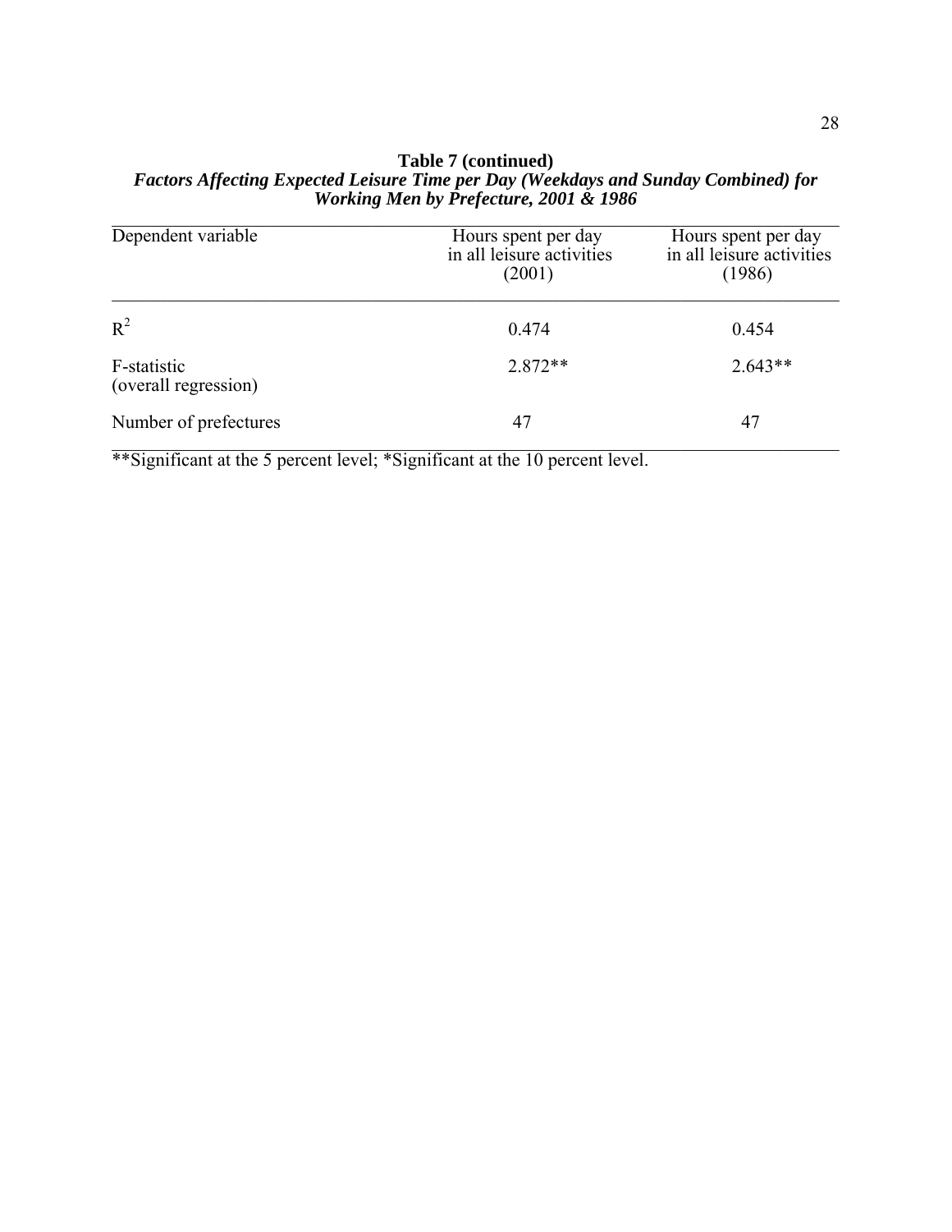**Table 7 (continued)**

***Factors Affecting Expected Leisure Time per Day (Weekdays and Sunday Combined) for Working Men by Prefecture, 2001 & 1986***

| Dependent variable | Hours spent per day in all leisure activities (2001) | Hours spent per day in all leisure activities (1986) |
|---|---|---|
| $R^2$ | 0.474 | 0.454 |
| F-statistic (overall regression) | 2.872** | 2.643** |
| Number of prefectures | 47 | 47 |

**Significant at the 5 percent level; *Significant at the 10 percent level.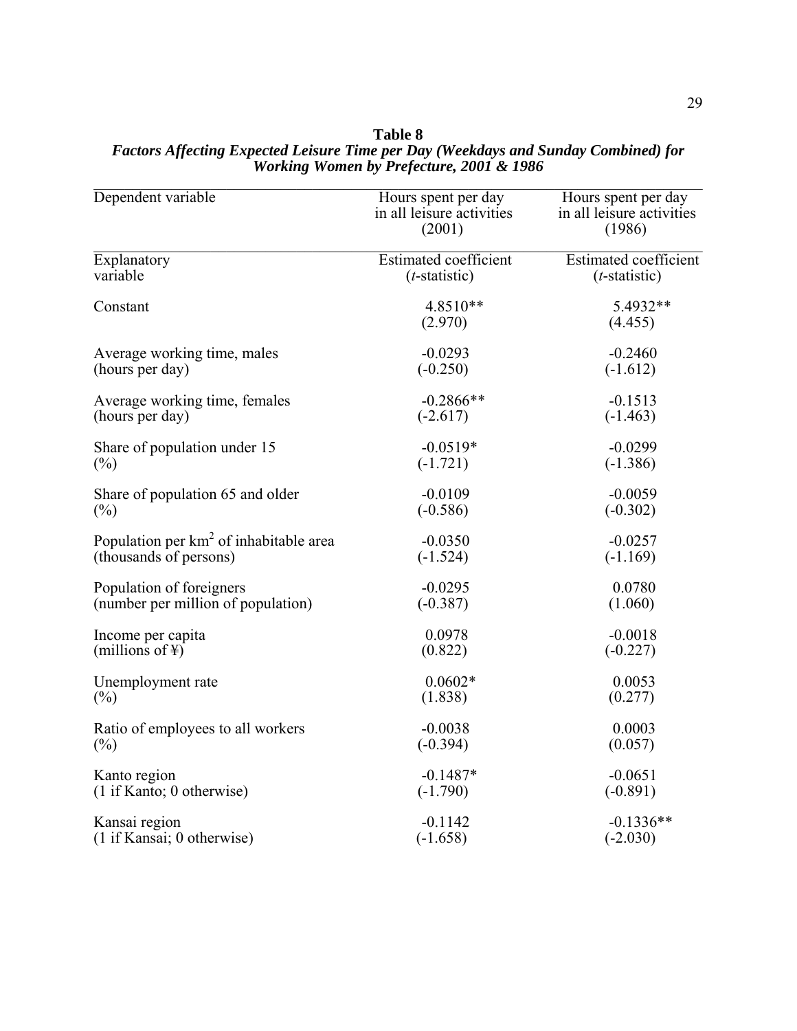**Table 8**

***Factors Affecting Expected Leisure Time per Day (Weekdays and Sunday Combined) for Working Women by Prefecture, 2001 & 1986***

| Dependent variable | Hours spent per day in all leisure activities (2001) | Hours spent per day in all leisure activities (1986) |
|---|---|---|
| Explanatory variable | Estimated coefficient (*t*-statistic) | Estimated coefficient (*t*-statistic) |
| Constant | 4.8510** (2.970) | 5.4932** (4.455) |
| Average working time, males (hours per day) | -0.0293 (-0.250) | -0.2460 (-1.612) |
| Average working time, females (hours per day) | -0.2866** (-2.617) | -0.1513 (-1.463) |
| Share of population under 15 (%) | -0.0519* (-1.721) | -0.0299 (-1.386) |
| Share of population 65 and older (%) | -0.0109 (-0.586) | -0.0059 (-0.302) |
| Population per km$^2$ of inhabitable area (thousands of persons) | -0.0350 (-1.524) | -0.0257 (-1.169) |
| Population of foreigners (number per million of population) | -0.0295 (-0.387) | 0.0780 (1.060) |
| Income per capita (millions of ¥) | 0.0978 (0.822) | -0.0018 (-0.227) |
| Unemployment rate (%) | 0.0602* (1.838) | 0.0053 (0.277) |
| Ratio of employees to all workers (%) | -0.0038 (-0.394) | 0.0003 (0.057) |
| Kanto region (1 if Kanto; 0 otherwise) | -0.1487* (-1.790) | -0.0651 (-0.891) |
| Kansai region (1 if Kansai; 0 otherwise) | -0.1142 (-1.658) | -0.1336** (-2.030) |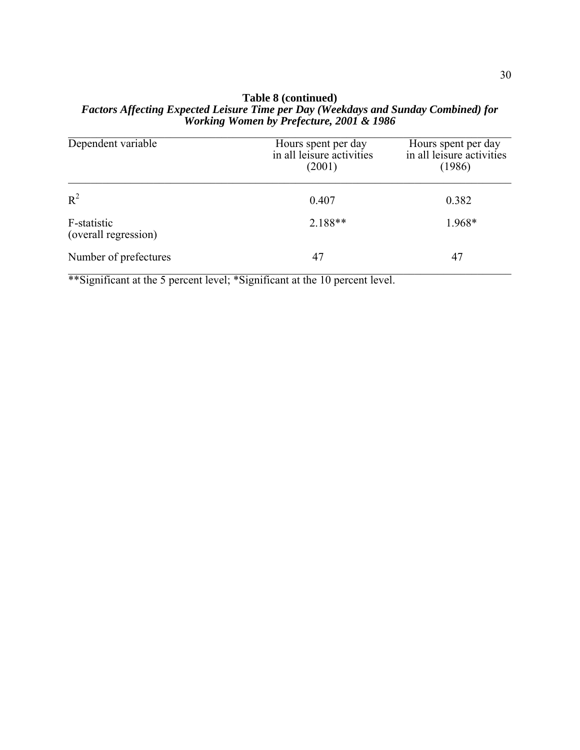**Table 8 (continued)**

***Factors Affecting Expected Leisure Time per Day (Weekdays and Sunday Combined) for Working Women by Prefecture, 2001 & 1986***

| Dependent variable | Hours spent per day in all leisure activities (2001) | Hours spent per day in all leisure activities (1986) |
|---|---|---|
| $R^2$ | 0.407 | 0.382 |
| F-statistic (overall regression) | 2.188** | 1.968* |
| Number of prefectures | 47 | 47 |

**Significant at the 5 percent level; *Significant at the 10 percent level.